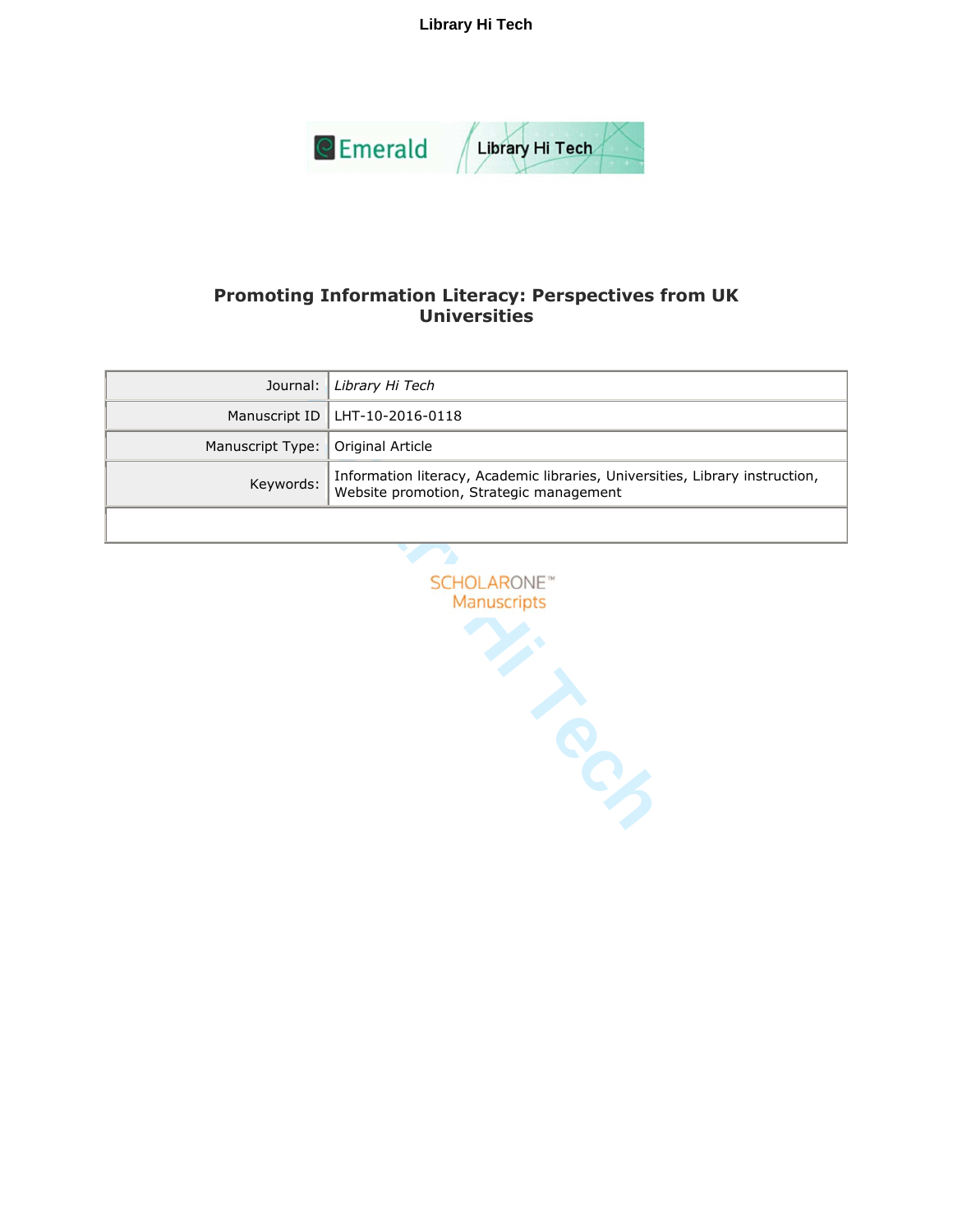# Promoting Information Literacy: Perspectives from UK Universities

| Journal: | *Library Hi Tech* |
|---|---|
| Manuscript ID | LHT-10-2016-0118 |
| Manuscript Type: | Original Article |
| Keywords: | Information literacy, Academic libraries, Universities, Library instruction, Website promotion, Strategic management |

SCHOLARONE™ Manuscripts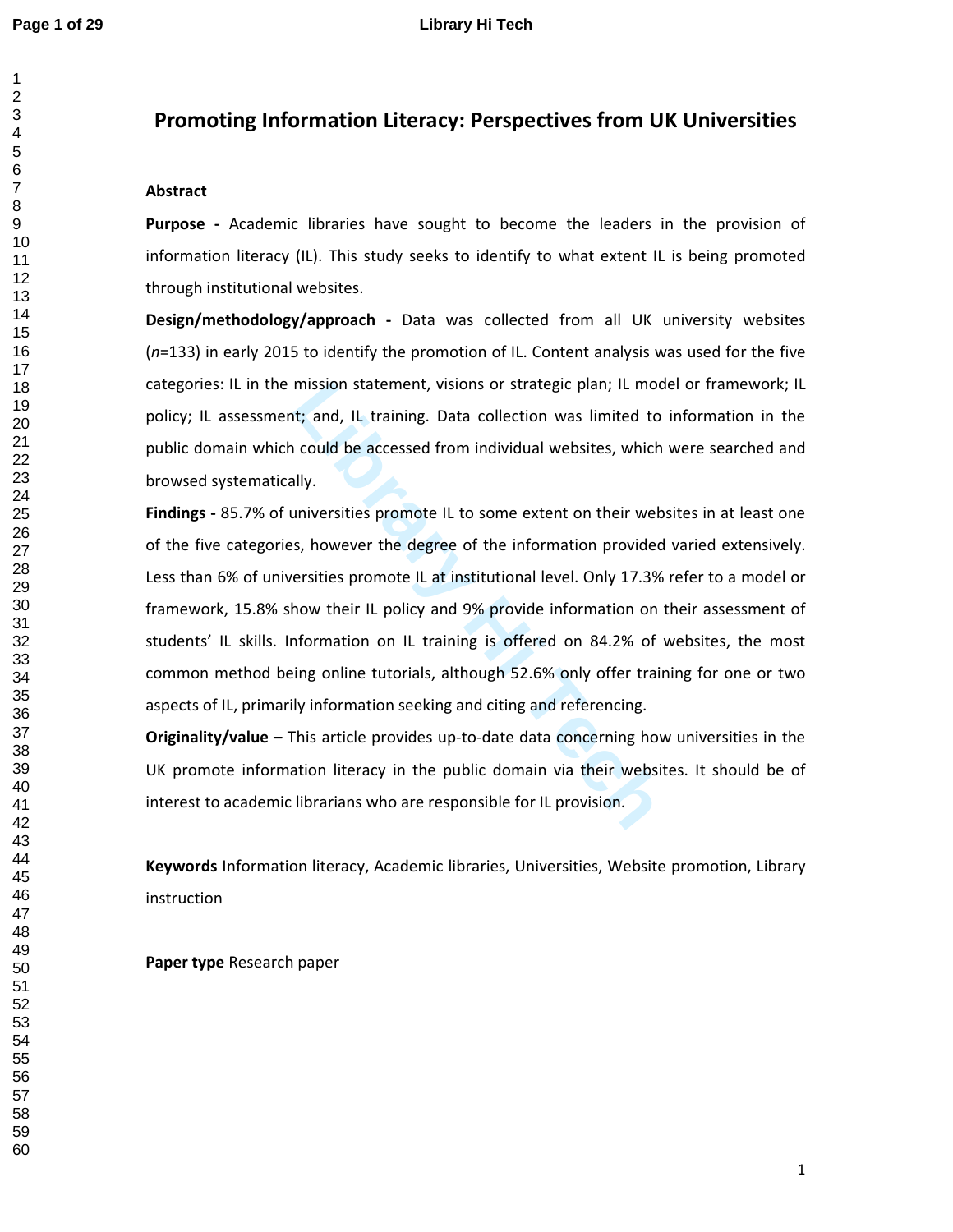# Promoting Information Literacy: Perspectives from UK Universities

**Abstract**

**Purpose -** Academic libraries have sought to become the leaders in the provision of information literacy (IL). This study seeks to identify to what extent IL is being promoted through institutional websites.

**Design/methodology/approach -** Data was collected from all UK university websites (*n*=133) in early 2015 to identify the promotion of IL. Content analysis was used for the five categories: IL in the mission statement, visions or strategic plan; IL model or framework; IL policy; IL assessment; and, IL training. Data collection was limited to information in the public domain which could be accessed from individual websites, which were searched and browsed systematically.

**Findings -** 85.7% of universities promote IL to some extent on their websites in at least one of the five categories, however the degree of the information provided varied extensively. Less than 6% of universities promote IL at institutional level. Only 17.3% refer to a model or framework, 15.8% show their IL policy and 9% provide information on their assessment of students' IL skills. Information on IL training is offered on 84.2% of websites, the most common method being online tutorials, although 52.6% only offer training for one or two aspects of IL, primarily information seeking and citing and referencing.

**Originality/value –** This article provides up-to-date data concerning how universities in the UK promote information literacy in the public domain via their websites. It should be of interest to academic librarians who are responsible for IL provision.

**Keywords** Information literacy, Academic libraries, Universities, Website promotion, Library instruction

**Paper type** Research paper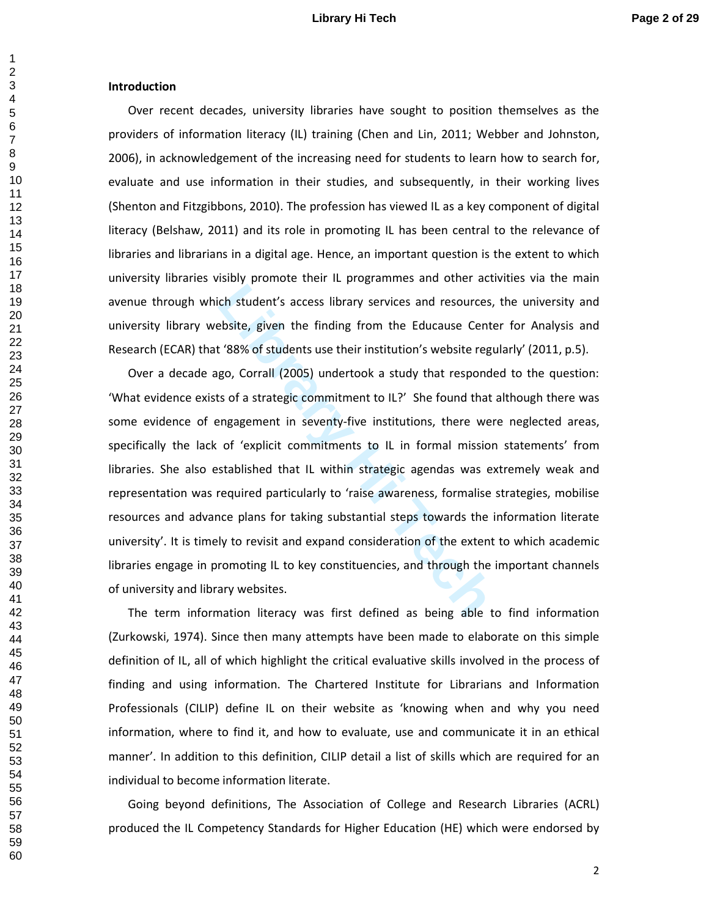**Introduction**

Over recent decades, university libraries have sought to position themselves as the providers of information literacy (IL) training (Chen and Lin, 2011; Webber and Johnston, 2006), in acknowledgement of the increasing need for students to learn how to search for, evaluate and use information in their studies, and subsequently, in their working lives (Shenton and Fitzgibbons, 2010). The profession has viewed IL as a key component of digital literacy (Belshaw, 2011) and its role in promoting IL has been central to the relevance of libraries and librarians in a digital age. Hence, an important question is the extent to which university libraries visibly promote their IL programmes and other activities via the main avenue through which student's access library services and resources, the university and university library website, given the finding from the Educause Center for Analysis and Research (ECAR) that '88% of students use their institution's website regularly' (2011, p.5).

Over a decade ago, Corrall (2005) undertook a study that responded to the question: 'What evidence exists of a strategic commitment to IL?' She found that although there was some evidence of engagement in seventy-five institutions, there were neglected areas, specifically the lack of 'explicit commitments to IL in formal mission statements' from libraries. She also established that IL within strategic agendas was extremely weak and representation was required particularly to 'raise awareness, formalise strategies, mobilise resources and advance plans for taking substantial steps towards the information literate university'. It is timely to revisit and expand consideration of the extent to which academic libraries engage in promoting IL to key constituencies, and through the important channels of university and library websites.

The term information literacy was first defined as being able to find information (Zurkowski, 1974). Since then many attempts have been made to elaborate on this simple definition of IL, all of which highlight the critical evaluative skills involved in the process of finding and using information. The Chartered Institute for Librarians and Information Professionals (CILIP) define IL on their website as 'knowing when and why you need information, where to find it, and how to evaluate, use and communicate it in an ethical manner'. In addition to this definition, CILIP detail a list of skills which are required for an individual to become information literate.

Going beyond definitions, The Association of College and Research Libraries (ACRL) produced the IL Competency Standards for Higher Education (HE) which were endorsed by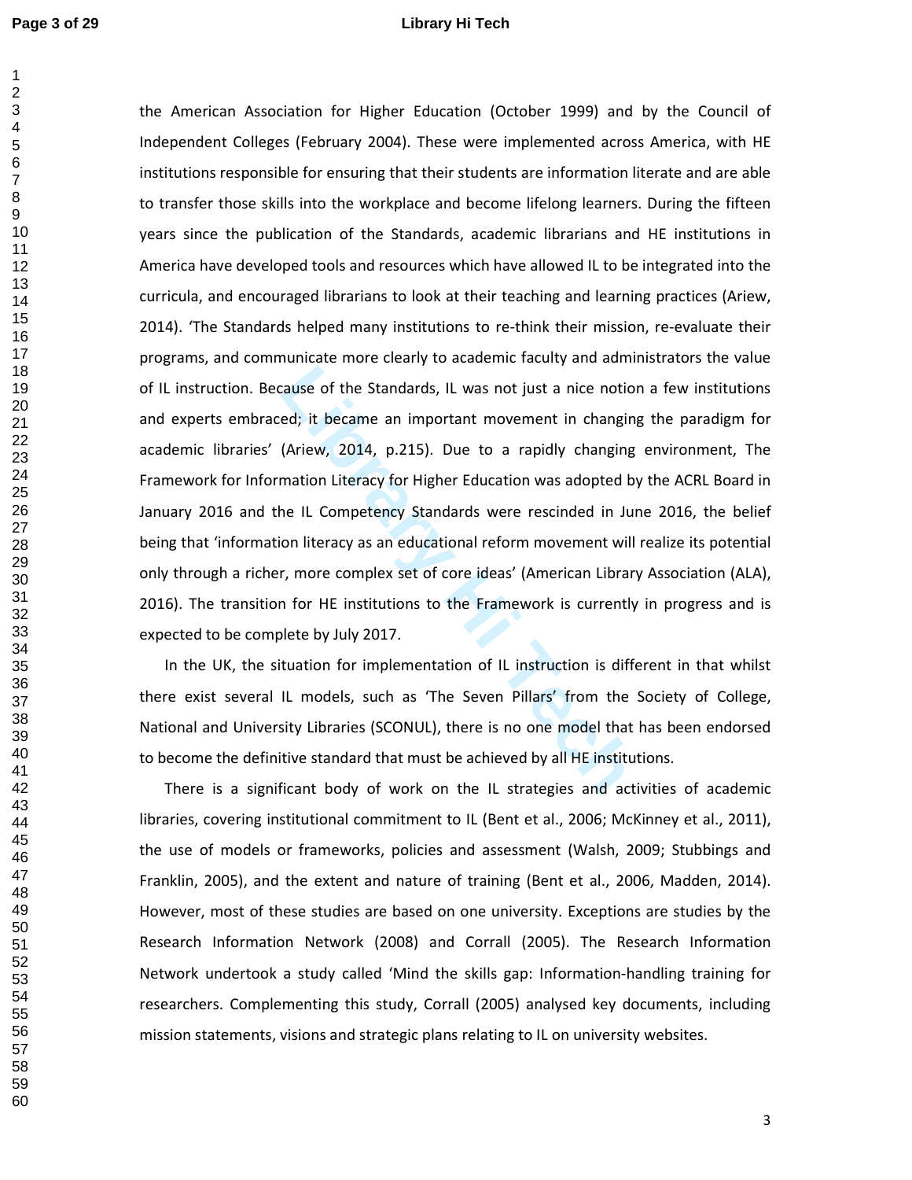the American Association for Higher Education (October 1999) and by the Council of Independent Colleges (February 2004). These were implemented across America, with HE institutions responsible for ensuring that their students are information literate and are able to transfer those skills into the workplace and become lifelong learners. During the fifteen years since the publication of the Standards, academic librarians and HE institutions in America have developed tools and resources which have allowed IL to be integrated into the curricula, and encouraged librarians to look at their teaching and learning practices (Ariew, 2014). 'The Standards helped many institutions to re-think their mission, re-evaluate their programs, and communicate more clearly to academic faculty and administrators the value of IL instruction. Because of the Standards, IL was not just a nice notion a few institutions and experts embraced; it became an important movement in changing the paradigm for academic libraries' (Ariew, 2014, p.215). Due to a rapidly changing environment, The Framework for Information Literacy for Higher Education was adopted by the ACRL Board in January 2016 and the IL Competency Standards were rescinded in June 2016, the belief being that 'information literacy as an educational reform movement will realize its potential only through a richer, more complex set of core ideas' (American Library Association (ALA), 2016). The transition for HE institutions to the Framework is currently in progress and is expected to be complete by July 2017.

In the UK, the situation for implementation of IL instruction is different in that whilst there exist several IL models, such as 'The Seven Pillars' from the Society of College, National and University Libraries (SCONUL), there is no one model that has been endorsed to become the definitive standard that must be achieved by all HE institutions.

There is a significant body of work on the IL strategies and activities of academic libraries, covering institutional commitment to IL (Bent et al., 2006; McKinney et al., 2011), the use of models or frameworks, policies and assessment (Walsh, 2009; Stubbings and Franklin, 2005), and the extent and nature of training (Bent et al., 2006, Madden, 2014). However, most of these studies are based on one university. Exceptions are studies by the Research Information Network (2008) and Corrall (2005). The Research Information Network undertook a study called 'Mind the skills gap: Information-handling training for researchers. Complementing this study, Corrall (2005) analysed key documents, including mission statements, visions and strategic plans relating to IL on university websites.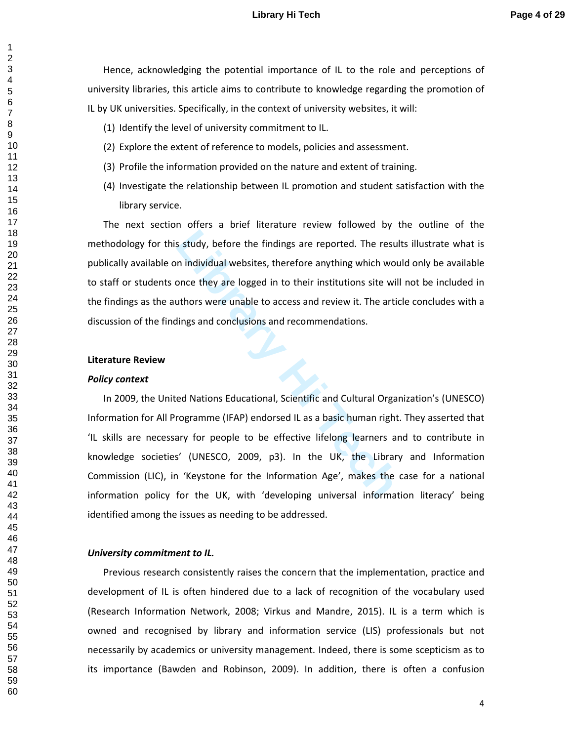Hence, acknowledging the potential importance of IL to the role and perceptions of university libraries, this article aims to contribute to knowledge regarding the promotion of IL by UK universities. Specifically, in the context of university websites, it will:

(1) Identify the level of university commitment to IL.

(2) Explore the extent of reference to models, policies and assessment.

(3) Profile the information provided on the nature and extent of training.

(4) Investigate the relationship between IL promotion and student satisfaction with the library service.

The next section offers a brief literature review followed by the outline of the methodology for this study, before the findings are reported. The results illustrate what is publically available on individual websites, therefore anything which would only be available to staff or students once they are logged in to their institutions site will not be included in the findings as the authors were unable to access and review it. The article concludes with a discussion of the findings and conclusions and recommendations.

## Literature Review

### *Policy context*

In 2009, the United Nations Educational, Scientific and Cultural Organization's (UNESCO) Information for All Programme (IFAP) endorsed IL as a basic human right. They asserted that 'IL skills are necessary for people to be effective lifelong learners and to contribute in knowledge societies' (UNESCO, 2009, p3). In the UK, the Library and Information Commission (LIC), in 'Keystone for the Information Age', makes the case for a national information policy for the UK, with 'developing universal information literacy' being identified among the issues as needing to be addressed.

### *University commitment to IL.*

Previous research consistently raises the concern that the implementation, practice and development of IL is often hindered due to a lack of recognition of the vocabulary used (Research Information Network, 2008; Virkus and Mandre, 2015). IL is a term which is owned and recognised by library and information service (LIS) professionals but not necessarily by academics or university management. Indeed, there is some scepticism as to its importance (Bawden and Robinson, 2009). In addition, there is often a confusion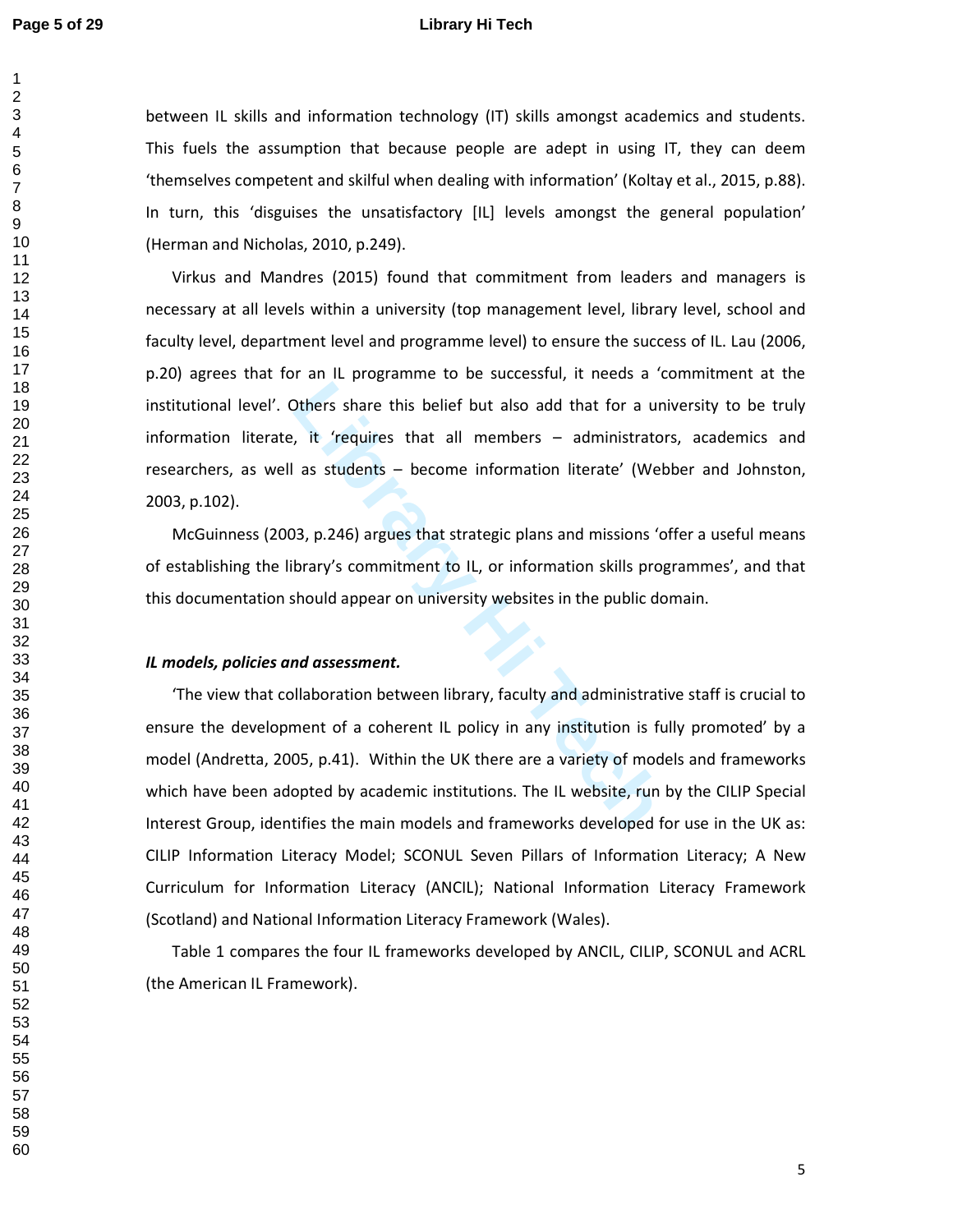between IL skills and information technology (IT) skills amongst academics and students. This fuels the assumption that because people are adept in using IT, they can deem 'themselves competent and skilful when dealing with information' (Koltay et al., 2015, p.88). In turn, this 'disguises the unsatisfactory [IL] levels amongst the general population' (Herman and Nicholas, 2010, p.249).

Virkus and Mandres (2015) found that commitment from leaders and managers is necessary at all levels within a university (top management level, library level, school and faculty level, department level and programme level) to ensure the success of IL. Lau (2006, p.20) agrees that for an IL programme to be successful, it needs a 'commitment at the institutional level'. Others share this belief but also add that for a university to be truly information literate, it 'requires that all members – administrators, academics and researchers, as well as students – become information literate' (Webber and Johnston, 2003, p.102).

McGuinness (2003, p.246) argues that strategic plans and missions 'offer a useful means of establishing the library's commitment to IL, or information skills programmes', and that this documentation should appear on university websites in the public domain.

***IL models, policies and assessment.***

'The view that collaboration between library, faculty and administrative staff is crucial to ensure the development of a coherent IL policy in any institution is fully promoted' by a model (Andretta, 2005, p.41). Within the UK there are a variety of models and frameworks which have been adopted by academic institutions. The IL website, run by the CILIP Special Interest Group, identifies the main models and frameworks developed for use in the UK as: CILIP Information Literacy Model; SCONUL Seven Pillars of Information Literacy; A New Curriculum for Information Literacy (ANCIL); National Information Literacy Framework (Scotland) and National Information Literacy Framework (Wales).

Table 1 compares the four IL frameworks developed by ANCIL, CILIP, SCONUL and ACRL (the American IL Framework).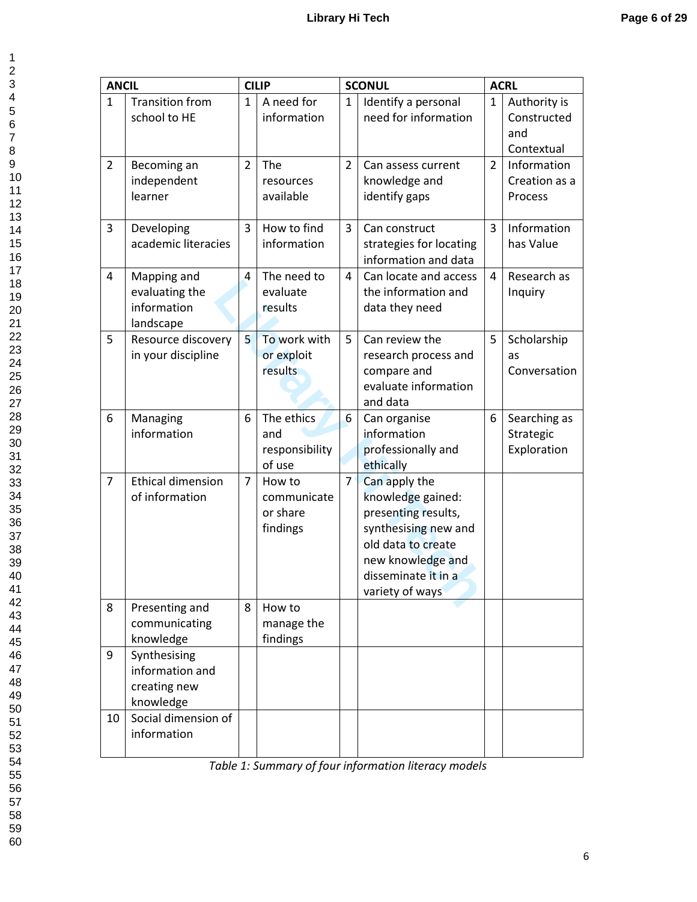| ANCIL | | CILIP | | SCONUL | | ACRL | |
|---|---|---|---|---|---|---|---|
| 1 | Transition from school to HE | 1 | A need for information | 1 | Identify a personal need for information | 1 | Authority is Constructed and Contextual |
| 2 | Becoming an independent learner | 2 | The resources available | 2 | Can assess current knowledge and identify gaps | 2 | Information Creation as a Process |
| 3 | Developing academic literacies | 3 | How to find information | 3 | Can construct strategies for locating information and data | 3 | Information has Value |
| 4 | Mapping and evaluating the information landscape | 4 | The need to evaluate results | 4 | Can locate and access the information and data they need | 4 | Research as Inquiry |
| 5 | Resource discovery in your discipline | 5 | To work with or exploit results | 5 | Can review the research process and compare and evaluate information and data | 5 | Scholarship as Conversation |
| 6 | Managing information | 6 | The ethics and responsibility of use | 6 | Can organise information professionally and ethically | 6 | Searching as Strategic Exploration |
| 7 | Ethical dimension of information | 7 | How to communicate or share findings | 7 | Can apply the knowledge gained: presenting results, synthesising new and old data to create new knowledge and disseminate it in a variety of ways | | |
| 8 | Presenting and communicating knowledge | 8 | How to manage the findings | | | | |
| 9 | Synthesising information and creating new knowledge | | | | | | |
| 10 | Social dimension of information | | | | | | |

*Table 1: Summary of four information literacy models*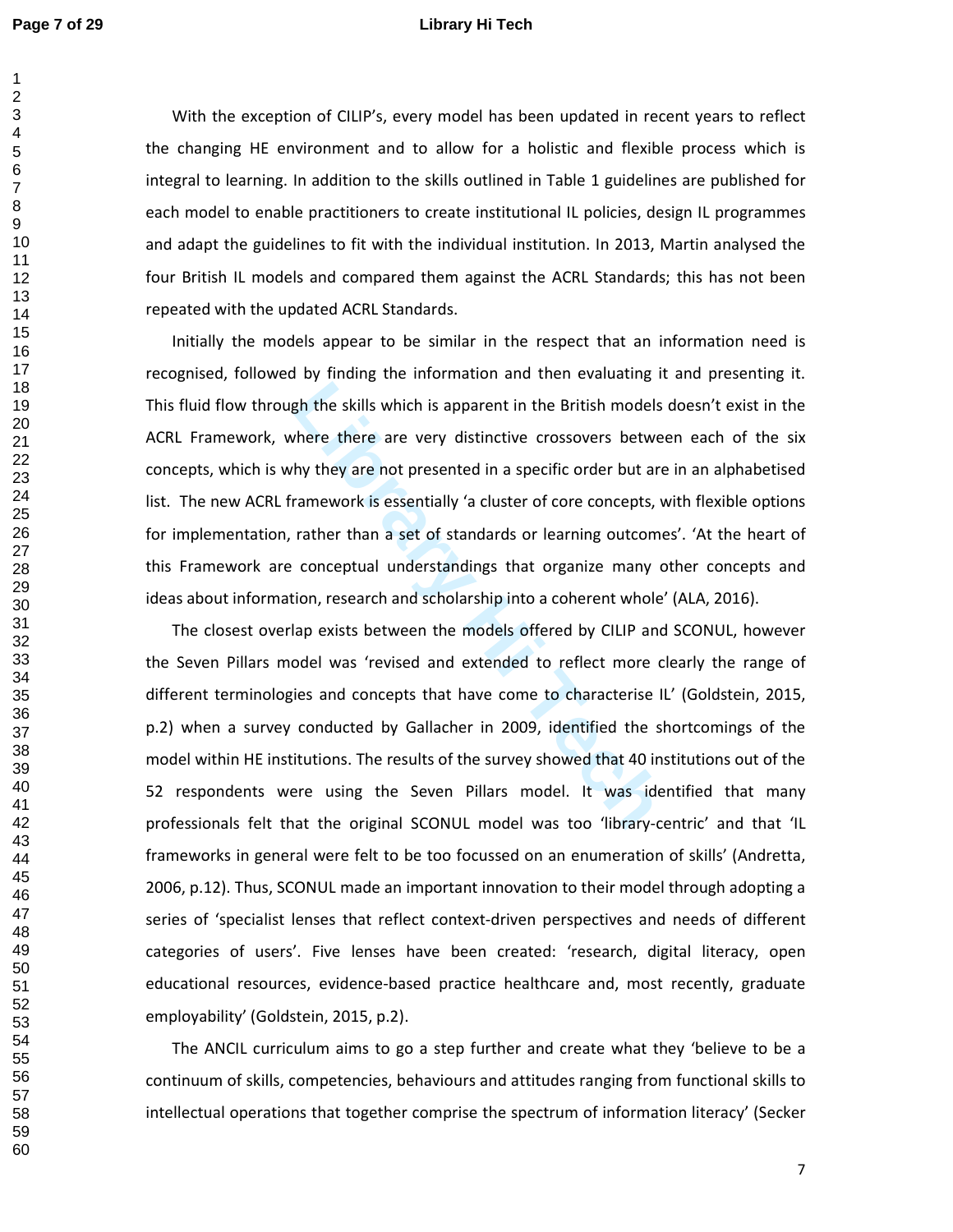With the exception of CILIP's, every model has been updated in recent years to reflect the changing HE environment and to allow for a holistic and flexible process which is integral to learning. In addition to the skills outlined in Table 1 guidelines are published for each model to enable practitioners to create institutional IL policies, design IL programmes and adapt the guidelines to fit with the individual institution. In 2013, Martin analysed the four British IL models and compared them against the ACRL Standards; this has not been repeated with the updated ACRL Standards.

Initially the models appear to be similar in the respect that an information need is recognised, followed by finding the information and then evaluating it and presenting it. This fluid flow through the skills which is apparent in the British models doesn't exist in the ACRL Framework, where there are very distinctive crossovers between each of the six concepts, which is why they are not presented in a specific order but are in an alphabetised list. The new ACRL framework is essentially 'a cluster of core concepts, with flexible options for implementation, rather than a set of standards or learning outcomes'. 'At the heart of this Framework are conceptual understandings that organize many other concepts and ideas about information, research and scholarship into a coherent whole' (ALA, 2016).

The closest overlap exists between the models offered by CILIP and SCONUL, however the Seven Pillars model was 'revised and extended to reflect more clearly the range of different terminologies and concepts that have come to characterise IL' (Goldstein, 2015, p.2) when a survey conducted by Gallacher in 2009, identified the shortcomings of the model within HE institutions. The results of the survey showed that 40 institutions out of the 52 respondents were using the Seven Pillars model. It was identified that many professionals felt that the original SCONUL model was too 'library-centric' and that 'IL frameworks in general were felt to be too focussed on an enumeration of skills' (Andretta, 2006, p.12). Thus, SCONUL made an important innovation to their model through adopting a series of 'specialist lenses that reflect context-driven perspectives and needs of different categories of users'. Five lenses have been created: 'research, digital literacy, open educational resources, evidence-based practice healthcare and, most recently, graduate employability' (Goldstein, 2015, p.2).

The ANCIL curriculum aims to go a step further and create what they 'believe to be a continuum of skills, competencies, behaviours and attitudes ranging from functional skills to intellectual operations that together comprise the spectrum of information literacy' (Secker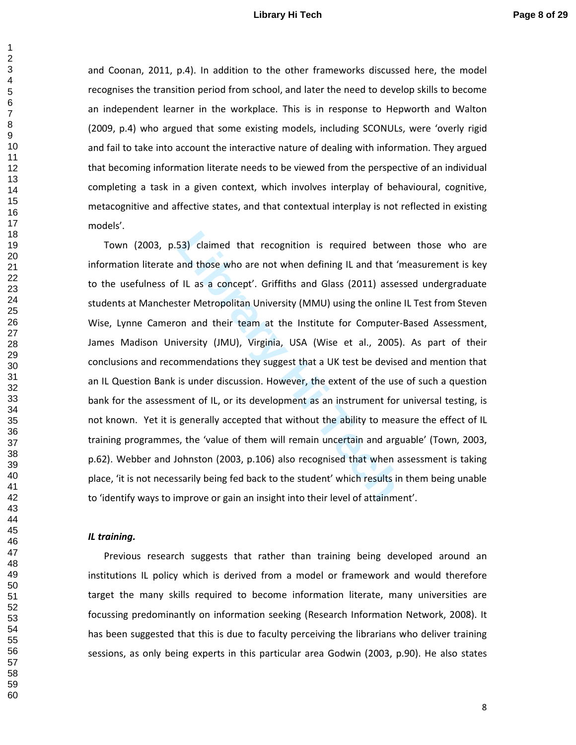and Coonan, 2011, p.4). In addition to the other frameworks discussed here, the model recognises the transition period from school, and later the need to develop skills to become an independent learner in the workplace. This is in response to Hepworth and Walton (2009, p.4) who argued that some existing models, including SCONULs, were 'overly rigid and fail to take into account the interactive nature of dealing with information. They argued that becoming information literate needs to be viewed from the perspective of an individual completing a task in a given context, which involves interplay of behavioural, cognitive, metacognitive and affective states, and that contextual interplay is not reflected in existing models'.

Town (2003, p.53) claimed that recognition is required between those who are information literate and those who are not when defining IL and that 'measurement is key to the usefulness of IL as a concept'. Griffiths and Glass (2011) assessed undergraduate students at Manchester Metropolitan University (MMU) using the online IL Test from Steven Wise, Lynne Cameron and their team at the Institute for Computer-Based Assessment, James Madison University (JMU), Virginia, USA (Wise et al., 2005). As part of their conclusions and recommendations they suggest that a UK test be devised and mention that an IL Question Bank is under discussion. However, the extent of the use of such a question bank for the assessment of IL, or its development as an instrument for universal testing, is not known. Yet it is generally accepted that without the ability to measure the effect of IL training programmes, the 'value of them will remain uncertain and arguable' (Town, 2003, p.62). Webber and Johnston (2003, p.106) also recognised that when assessment is taking place, 'it is not necessarily being fed back to the student' which results in them being unable to 'identify ways to improve or gain an insight into their level of attainment'.

***IL training.***

Previous research suggests that rather than training being developed around an institutions IL policy which is derived from a model or framework and would therefore target the many skills required to become information literate, many universities are focussing predominantly on information seeking (Research Information Network, 2008). It has been suggested that this is due to faculty perceiving the librarians who deliver training sessions, as only being experts in this particular area Godwin (2003, p.90). He also states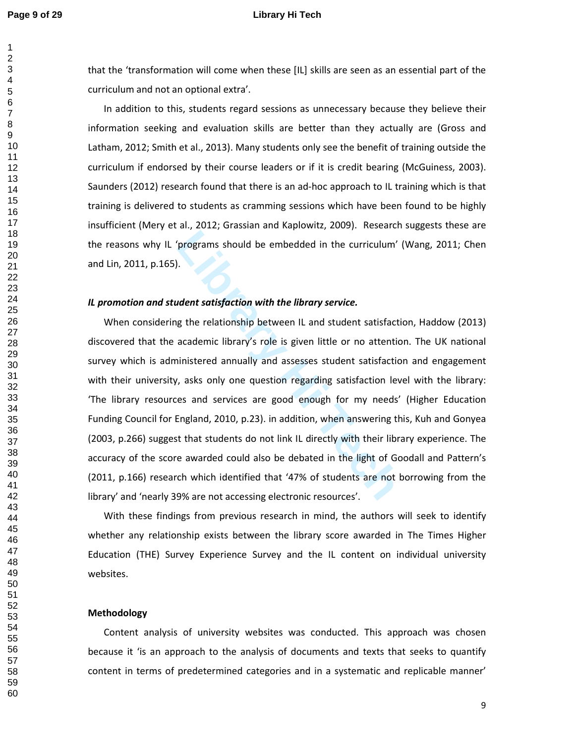that the 'transformation will come when these [IL] skills are seen as an essential part of the curriculum and not an optional extra'.

In addition to this, students regard sessions as unnecessary because they believe their information seeking and evaluation skills are better than they actually are (Gross and Latham, 2012; Smith et al., 2013). Many students only see the benefit of training outside the curriculum if endorsed by their course leaders or if it is credit bearing (McGuiness, 2003). Saunders (2012) research found that there is an ad-hoc approach to IL training which is that training is delivered to students as cramming sessions which have been found to be highly insufficient (Mery et al., 2012; Grassian and Kaplowitz, 2009). Research suggests these are the reasons why IL 'programs should be embedded in the curriculum' (Wang, 2011; Chen and Lin, 2011, p.165).

***IL promotion and student satisfaction with the library service.***

When considering the relationship between IL and student satisfaction, Haddow (2013) discovered that the academic library's role is given little or no attention. The UK national survey which is administered annually and assesses student satisfaction and engagement with their university, asks only one question regarding satisfaction level with the library: 'The library resources and services are good enough for my needs' (Higher Education Funding Council for England, 2010, p.23). in addition, when answering this, Kuh and Gonyea (2003, p.266) suggest that students do not link IL directly with their library experience. The accuracy of the score awarded could also be debated in the light of Goodall and Pattern's (2011, p.166) research which identified that '47% of students are not borrowing from the library' and 'nearly 39% are not accessing electronic resources'.

With these findings from previous research in mind, the authors will seek to identify whether any relationship exists between the library score awarded in The Times Higher Education (THE) Survey Experience Survey and the IL content on individual university websites.

**Methodology**

Content analysis of university websites was conducted. This approach was chosen because it 'is an approach to the analysis of documents and texts that seeks to quantify content in terms of predetermined categories and in a systematic and replicable manner'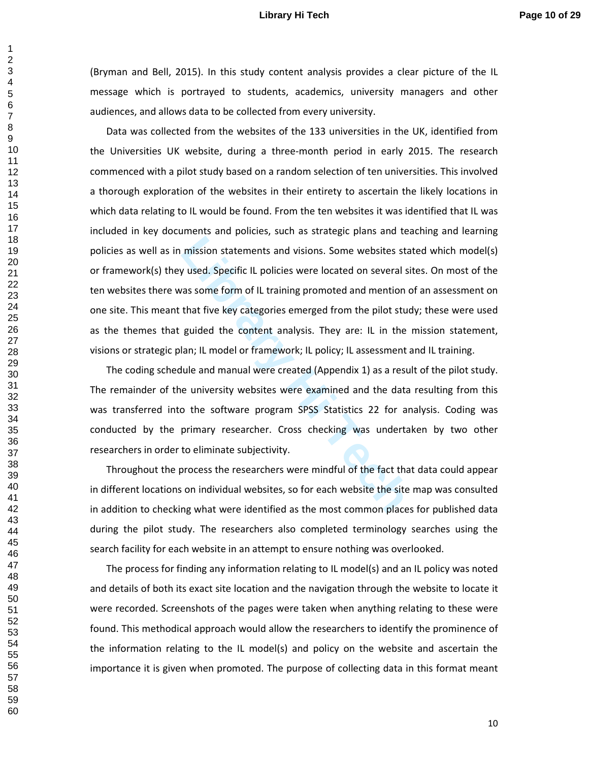(Bryman and Bell, 2015). In this study content analysis provides a clear picture of the IL message which is portrayed to students, academics, university managers and other audiences, and allows data to be collected from every university.

Data was collected from the websites of the 133 universities in the UK, identified from the Universities UK website, during a three-month period in early 2015. The research commenced with a pilot study based on a random selection of ten universities. This involved a thorough exploration of the websites in their entirety to ascertain the likely locations in which data relating to IL would be found. From the ten websites it was identified that IL was included in key documents and policies, such as strategic plans and teaching and learning policies as well as in mission statements and visions. Some websites stated which model(s) or framework(s) they used. Specific IL policies were located on several sites. On most of the ten websites there was some form of IL training promoted and mention of an assessment on one site. This meant that five key categories emerged from the pilot study; these were used as the themes that guided the content analysis. They are: IL in the mission statement, visions or strategic plan; IL model or framework; IL policy; IL assessment and IL training.

The coding schedule and manual were created (Appendix 1) as a result of the pilot study. The remainder of the university websites were examined and the data resulting from this was transferred into the software program SPSS Statistics 22 for analysis. Coding was conducted by the primary researcher. Cross checking was undertaken by two other researchers in order to eliminate subjectivity.

Throughout the process the researchers were mindful of the fact that data could appear in different locations on individual websites, so for each website the site map was consulted in addition to checking what were identified as the most common places for published data during the pilot study. The researchers also completed terminology searches using the search facility for each website in an attempt to ensure nothing was overlooked.

The process for finding any information relating to IL model(s) and an IL policy was noted and details of both its exact site location and the navigation through the website to locate it were recorded. Screenshots of the pages were taken when anything relating to these were found. This methodical approach would allow the researchers to identify the prominence of the information relating to the IL model(s) and policy on the website and ascertain the importance it is given when promoted. The purpose of collecting data in this format meant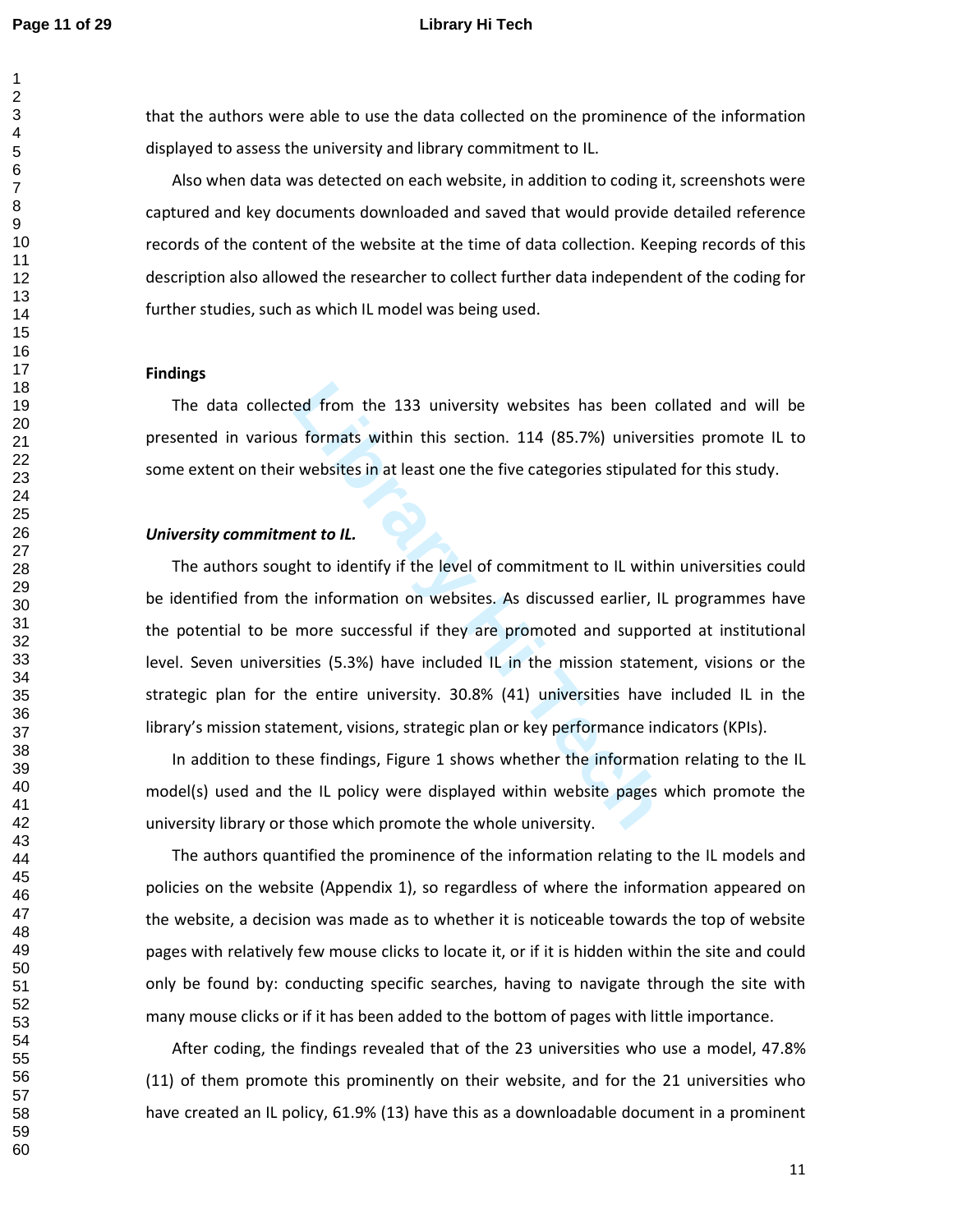that the authors were able to use the data collected on the prominence of the information displayed to assess the university and library commitment to IL.

Also when data was detected on each website, in addition to coding it, screenshots were captured and key documents downloaded and saved that would provide detailed reference records of the content of the website at the time of data collection. Keeping records of this description also allowed the researcher to collect further data independent of the coding for further studies, such as which IL model was being used.

**Findings**

The data collected from the 133 university websites has been collated and will be presented in various formats within this section. 114 (85.7%) universities promote IL to some extent on their websites in at least one the five categories stipulated for this study.

***University commitment to IL.***

The authors sought to identify if the level of commitment to IL within universities could be identified from the information on websites. As discussed earlier, IL programmes have the potential to be more successful if they are promoted and supported at institutional level. Seven universities (5.3%) have included IL in the mission statement, visions or the strategic plan for the entire university. 30.8% (41) universities have included IL in the library's mission statement, visions, strategic plan or key performance indicators (KPIs).

In addition to these findings, Figure 1 shows whether the information relating to the IL model(s) used and the IL policy were displayed within website pages which promote the university library or those which promote the whole university.

The authors quantified the prominence of the information relating to the IL models and policies on the website (Appendix 1), so regardless of where the information appeared on the website, a decision was made as to whether it is noticeable towards the top of website pages with relatively few mouse clicks to locate it, or if it is hidden within the site and could only be found by: conducting specific searches, having to navigate through the site with many mouse clicks or if it has been added to the bottom of pages with little importance.

After coding, the findings revealed that of the 23 universities who use a model, 47.8% (11) of them promote this prominently on their website, and for the 21 universities who have created an IL policy, 61.9% (13) have this as a downloadable document in a prominent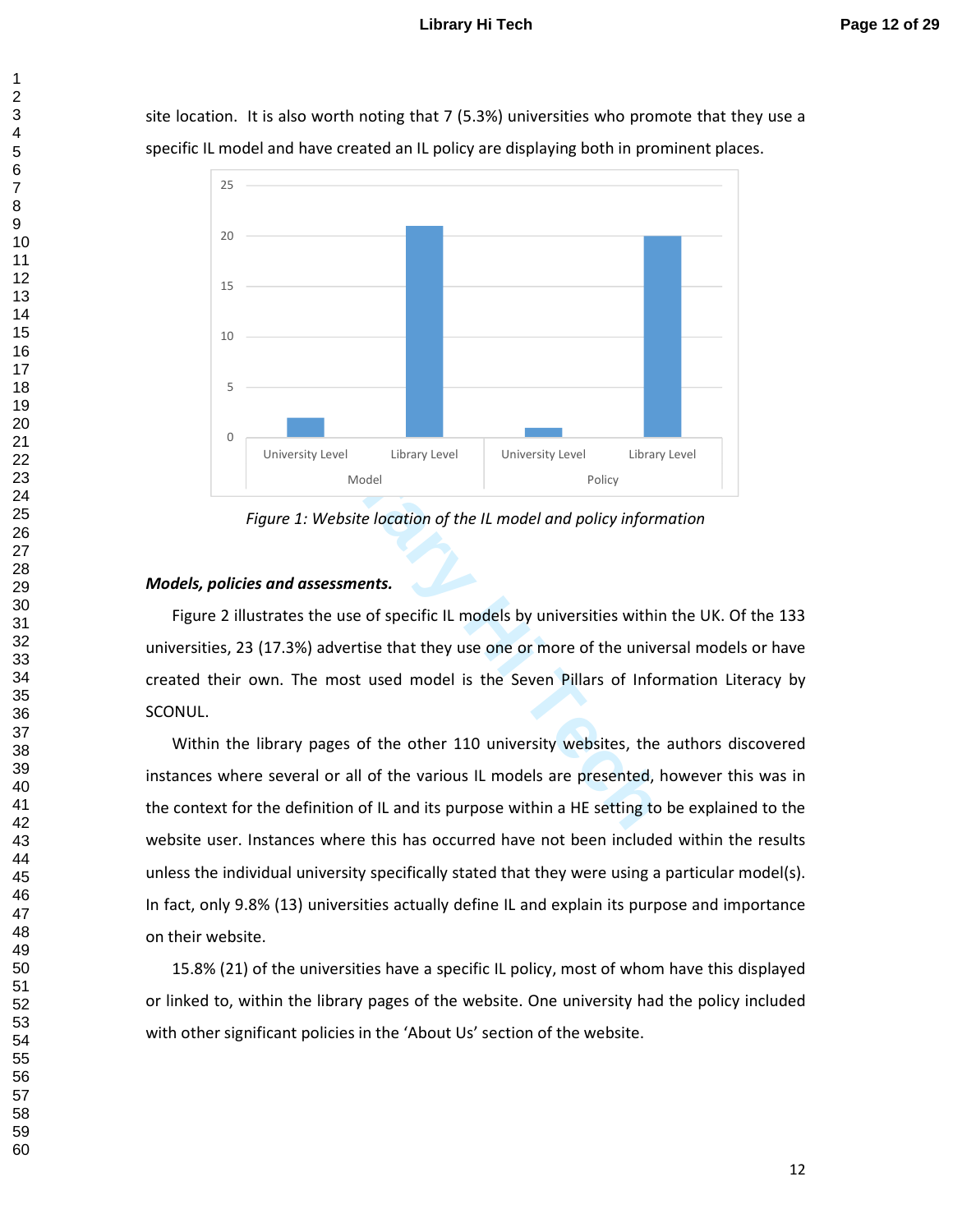site location. It is also worth noting that 7 (5.3%) universities who promote that they use a specific IL model and have created an IL policy are displaying both in prominent places.

Figure 1: Website location of the IL model and policy information

***Models, policies and assessments.***

Figure 2 illustrates the use of specific IL models by universities within the UK. Of the 133 universities, 23 (17.3%) advertise that they use one or more of the universal models or have created their own. The most used model is the Seven Pillars of Information Literacy by SCONUL.

Within the library pages of the other 110 university websites, the authors discovered instances where several or all of the various IL models are presented, however this was in the context for the definition of IL and its purpose within a HE setting to be explained to the website user. Instances where this has occurred have not been included within the results unless the individual university specifically stated that they were using a particular model(s). In fact, only 9.8% (13) universities actually define IL and explain its purpose and importance on their website.

15.8% (21) of the universities have a specific IL policy, most of whom have this displayed or linked to, within the library pages of the website. One university had the policy included with other significant policies in the 'About Us' section of the website.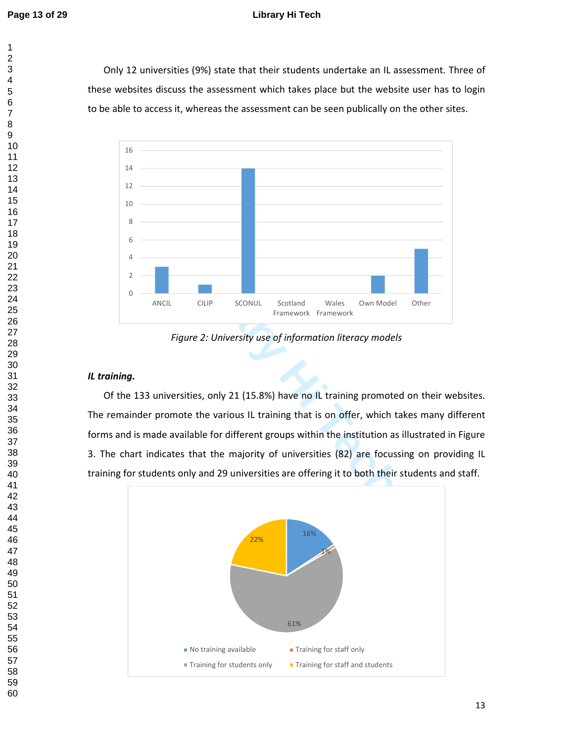Only 12 universities (9%) state that their students undertake an IL assessment. Three of these websites discuss the assessment which takes place but the website user has to login to be able to access it, whereas the assessment can be seen publically on the other sites.

*Figure 2: University use of information literacy models*

***IL training.***

Of the 133 universities, only 21 (15.8%) have no IL training promoted on their websites. The remainder promote the various IL training that is on offer, which takes many different forms and is made available for different groups within the institution as illustrated in Figure 3. The chart indicates that the majority of universities (82) are focussing on providing IL training for students only and 29 universities are offering it to both their students and staff.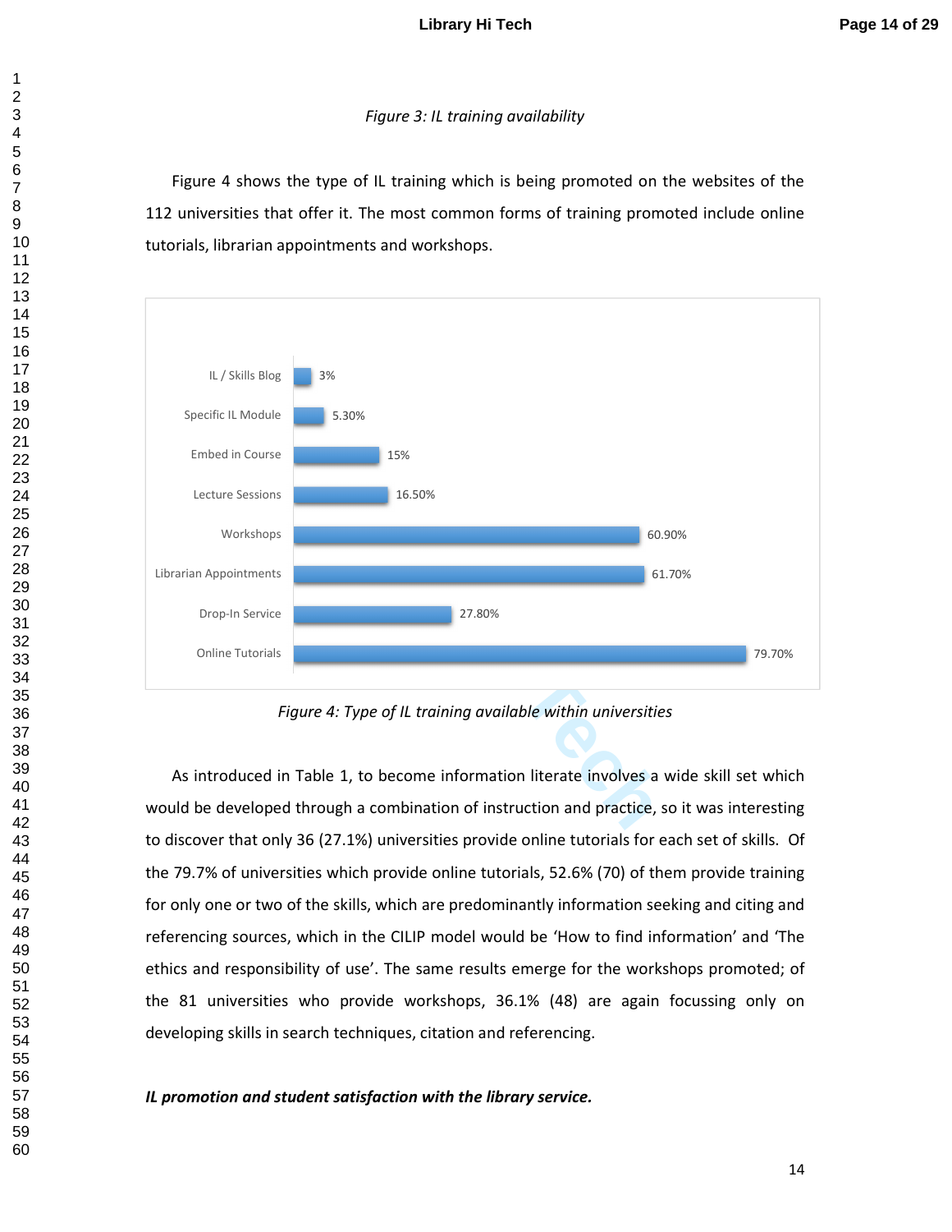*Figure 3: IL training availability*

Figure 4 shows the type of IL training which is being promoted on the websites of the 112 universities that offer it. The most common forms of training promoted include online tutorials, librarian appointments and workshops.

| Type of IL training | Percentage |
|---|---|
| IL / Skills Blog | 3% |
| Specific IL Module | 5.30% |
| Embed in Course | 15% |
| Lecture Sessions | 16.50% |
| Workshops | 60.90% |
| Librarian Appointments | 61.70% |
| Drop-In Service | 27.80% |
| Online Tutorials | 79.70% |

*Figure 4: Type of IL training available within universities*

As introduced in Table 1, to become information literate involves a wide skill set which would be developed through a combination of instruction and practice, so it was interesting to discover that only 36 (27.1%) universities provide online tutorials for each set of skills. Of the 79.7% of universities which provide online tutorials, 52.6% (70) of them provide training for only one or two of the skills, which are predominantly information seeking and citing and referencing sources, which in the CILIP model would be 'How to find information' and 'The ethics and responsibility of use'. The same results emerge for the workshops promoted; of the 81 universities who provide workshops, 36.1% (48) are again focussing only on developing skills in search techniques, citation and referencing.

***IL promotion and student satisfaction with the library service.***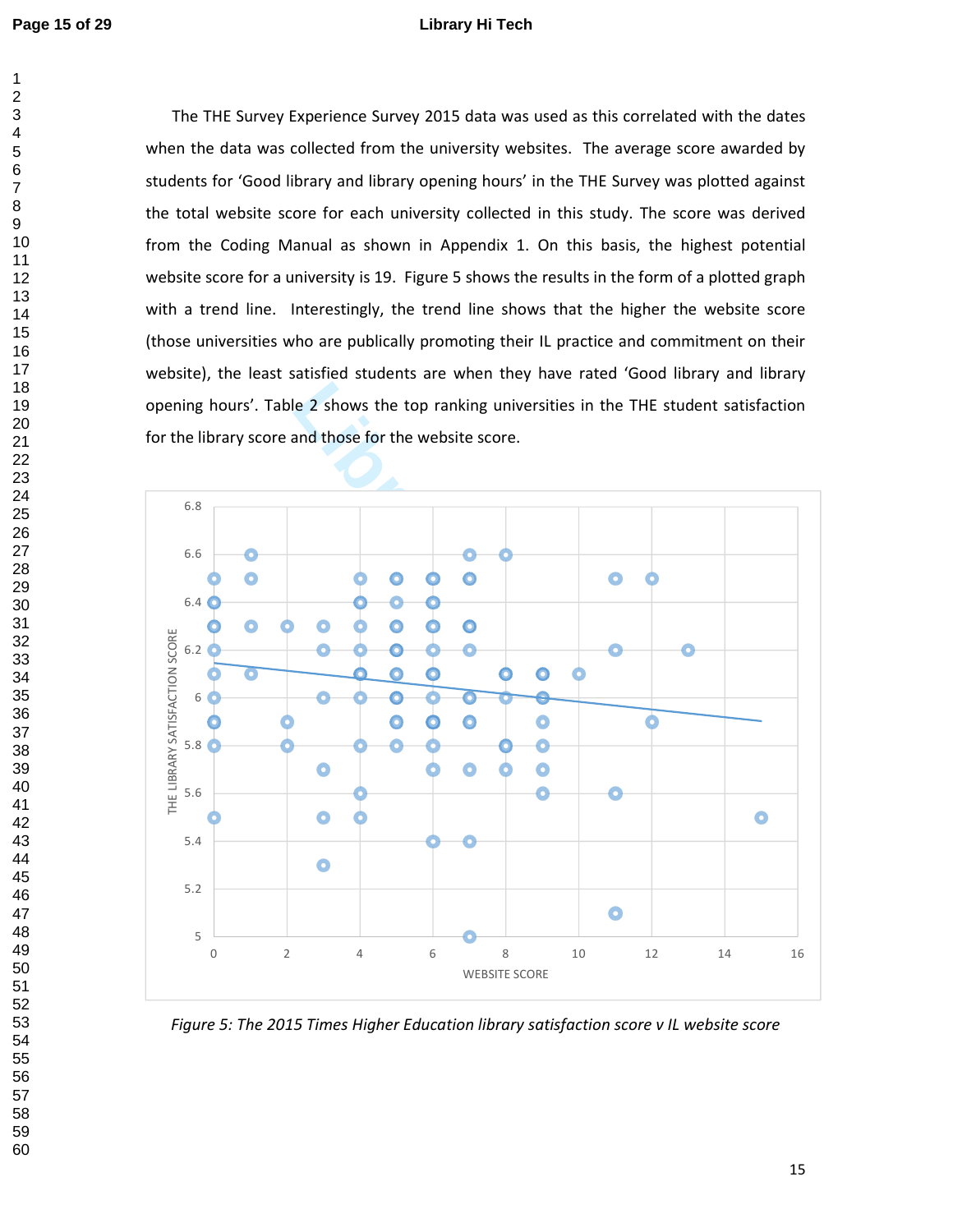The THE Survey Experience Survey 2015 data was used as this correlated with the dates when the data was collected from the university websites. The average score awarded by students for 'Good library and library opening hours' in the THE Survey was plotted against the total website score for each university collected in this study. The score was derived from the Coding Manual as shown in Appendix 1. On this basis, the highest potential website score for a university is 19. Figure 5 shows the results in the form of a plotted graph with a trend line. Interestingly, the trend line shows that the higher the website score (those universities who are publically promoting their IL practice and commitment on their website), the least satisfied students are when they have rated 'Good library and library opening hours'. Table 2 shows the top ranking universities in the THE student satisfaction for the library score and those for the website score.

*Figure 5: The 2015 Times Higher Education library satisfaction score v IL website score*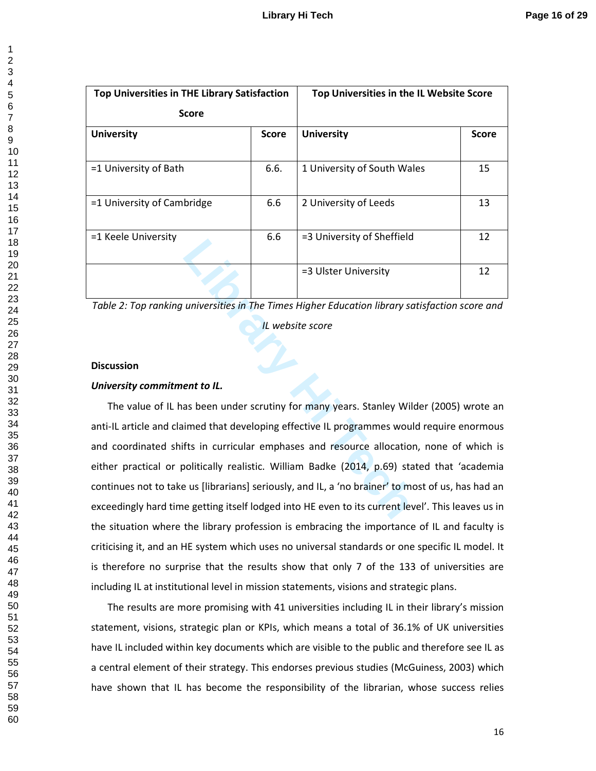| Top Universities in THE Library Satisfaction Score | | Top Universities in the IL Website Score | |
|---|---|---|---|
| **University** | **Score** | **University** | **Score** |
| =1 University of Bath | 6.6. | 1 University of South Wales | 15 |
| =1 University of Cambridge | 6.6 | 2 University of Leeds | 13 |
| =1 Keele University | 6.6 | =3 University of Sheffield | 12 |
| | | =3 Ulster University | 12 |

*Table 2: Top ranking universities in The Times Higher Education library satisfaction score and IL website score*

**Discussion**

***University commitment to IL.***

The value of IL has been under scrutiny for many years. Stanley Wilder (2005) wrote an anti-IL article and claimed that developing effective IL programmes would require enormous and coordinated shifts in curricular emphases and resource allocation, none of which is either practical or politically realistic. William Badke (2014, p.69) stated that 'academia continues not to take us [librarians] seriously, and IL, a 'no brainer' to most of us, has had an exceedingly hard time getting itself lodged into HE even to its current level'. This leaves us in the situation where the library profession is embracing the importance of IL and faculty is criticising it, and an HE system which uses no universal standards or one specific IL model. It is therefore no surprise that the results show that only 7 of the 133 of universities are including IL at institutional level in mission statements, visions and strategic plans.

The results are more promising with 41 universities including IL in their library's mission statement, visions, strategic plan or KPIs, which means a total of 36.1% of UK universities have IL included within key documents which are visible to the public and therefore see IL as a central element of their strategy. This endorses previous studies (McGuiness, 2003) which have shown that IL has become the responsibility of the librarian, whose success relies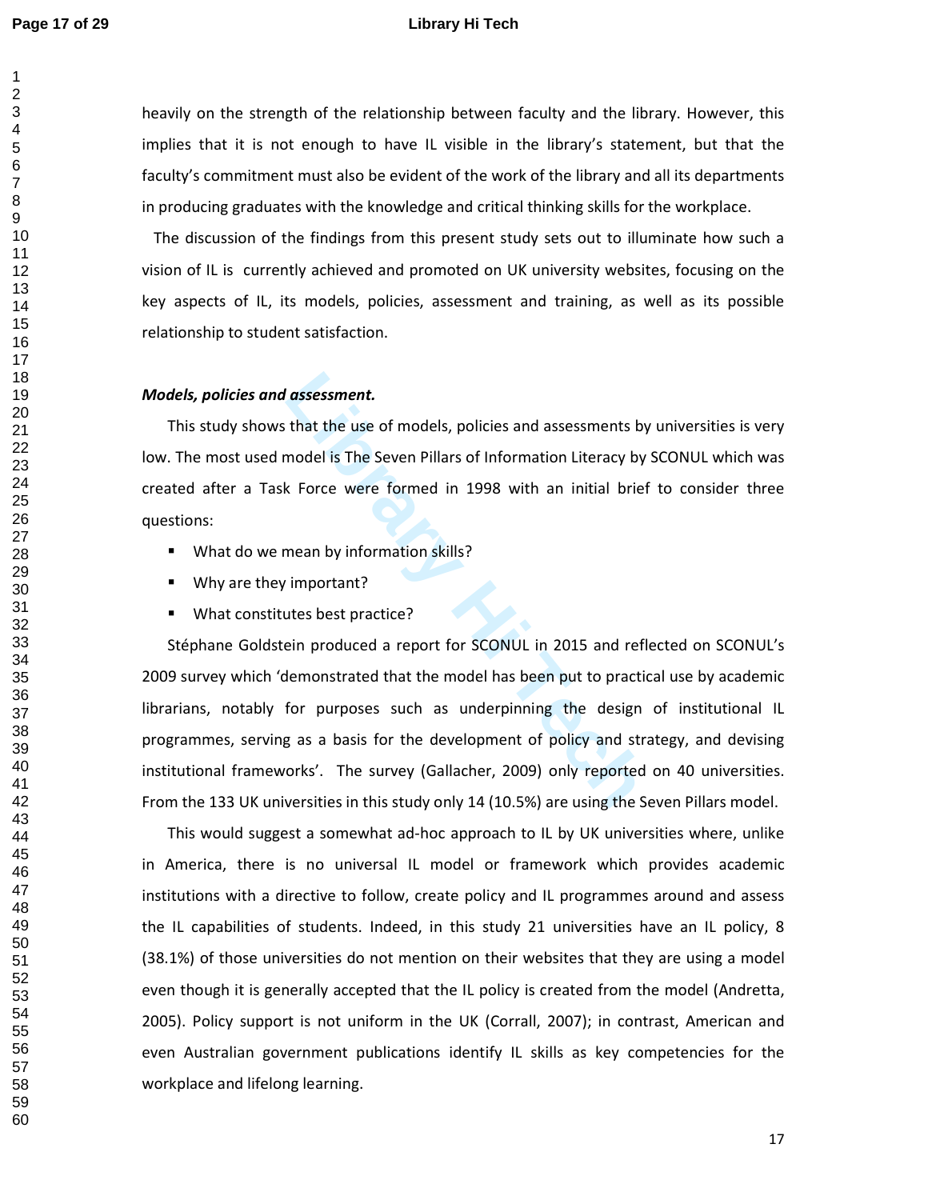heavily on the strength of the relationship between faculty and the library. However, this implies that it is not enough to have IL visible in the library's statement, but that the faculty's commitment must also be evident of the work of the library and all its departments in producing graduates with the knowledge and critical thinking skills for the workplace.

The discussion of the findings from this present study sets out to illuminate how such a vision of IL is currently achieved and promoted on UK university websites, focusing on the key aspects of IL, its models, policies, assessment and training, as well as its possible relationship to student satisfaction.

***Models, policies and assessment.***

This study shows that the use of models, policies and assessments by universities is very low. The most used model is The Seven Pillars of Information Literacy by SCONUL which was created after a Task Force were formed in 1998 with an initial brief to consider three questions:

- What do we mean by information skills?
- Why are they important?
- What constitutes best practice?

Stéphane Goldstein produced a report for SCONUL in 2015 and reflected on SCONUL's 2009 survey which 'demonstrated that the model has been put to practical use by academic librarians, notably for purposes such as underpinning the design of institutional IL programmes, serving as a basis for the development of policy and strategy, and devising institutional frameworks'. The survey (Gallacher, 2009) only reported on 40 universities. From the 133 UK universities in this study only 14 (10.5%) are using the Seven Pillars model.

This would suggest a somewhat ad-hoc approach to IL by UK universities where, unlike in America, there is no universal IL model or framework which provides academic institutions with a directive to follow, create policy and IL programmes around and assess the IL capabilities of students. Indeed, in this study 21 universities have an IL policy, 8 (38.1%) of those universities do not mention on their websites that they are using a model even though it is generally accepted that the IL policy is created from the model (Andretta, 2005). Policy support is not uniform in the UK (Corrall, 2007); in contrast, American and even Australian government publications identify IL skills as key competencies for the workplace and lifelong learning.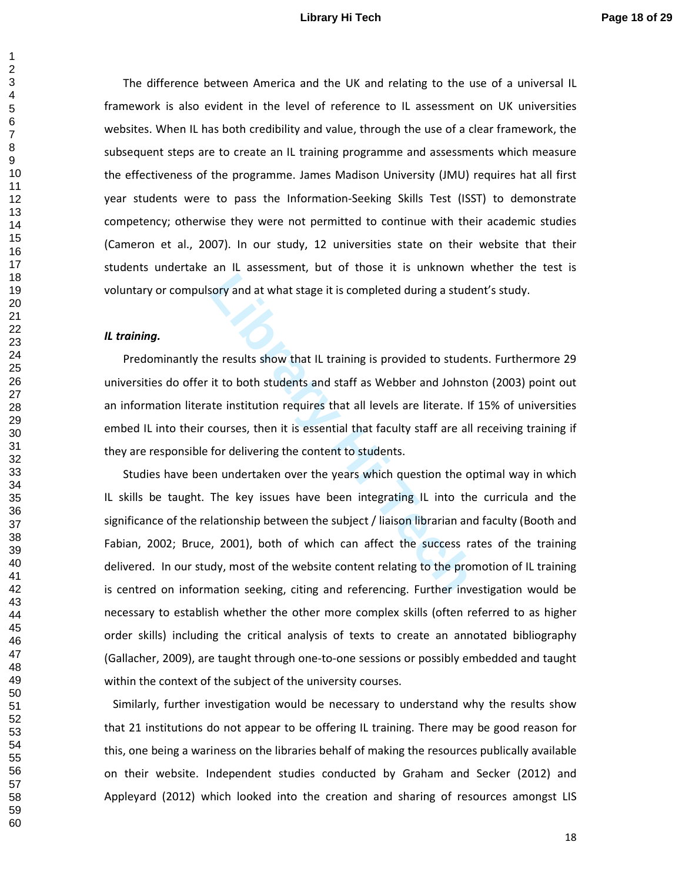The difference between America and the UK and relating to the use of a universal IL framework is also evident in the level of reference to IL assessment on UK universities websites. When IL has both credibility and value, through the use of a clear framework, the subsequent steps are to create an IL training programme and assessments which measure the effectiveness of the programme. James Madison University (JMU) requires hat all first year students were to pass the Information-Seeking Skills Test (ISST) to demonstrate competency; otherwise they were not permitted to continue with their academic studies (Cameron et al., 2007). In our study, 12 universities state on their website that their students undertake an IL assessment, but of those it is unknown whether the test is voluntary or compulsory and at what stage it is completed during a student's study.

***IL training.***

Predominantly the results show that IL training is provided to students. Furthermore 29 universities do offer it to both students and staff as Webber and Johnston (2003) point out an information literate institution requires that all levels are literate. If 15% of universities embed IL into their courses, then it is essential that faculty staff are all receiving training if they are responsible for delivering the content to students.

Studies have been undertaken over the years which question the optimal way in which IL skills be taught. The key issues have been integrating IL into the curricula and the significance of the relationship between the subject / liaison librarian and faculty (Booth and Fabian, 2002; Bruce, 2001), both of which can affect the success rates of the training delivered. In our study, most of the website content relating to the promotion of IL training is centred on information seeking, citing and referencing. Further investigation would be necessary to establish whether the other more complex skills (often referred to as higher order skills) including the critical analysis of texts to create an annotated bibliography (Gallacher, 2009), are taught through one-to-one sessions or possibly embedded and taught within the context of the subject of the university courses.

Similarly, further investigation would be necessary to understand why the results show that 21 institutions do not appear to be offering IL training. There may be good reason for this, one being a wariness on the libraries behalf of making the resources publically available on their website. Independent studies conducted by Graham and Secker (2012) and Appleyard (2012) which looked into the creation and sharing of resources amongst LIS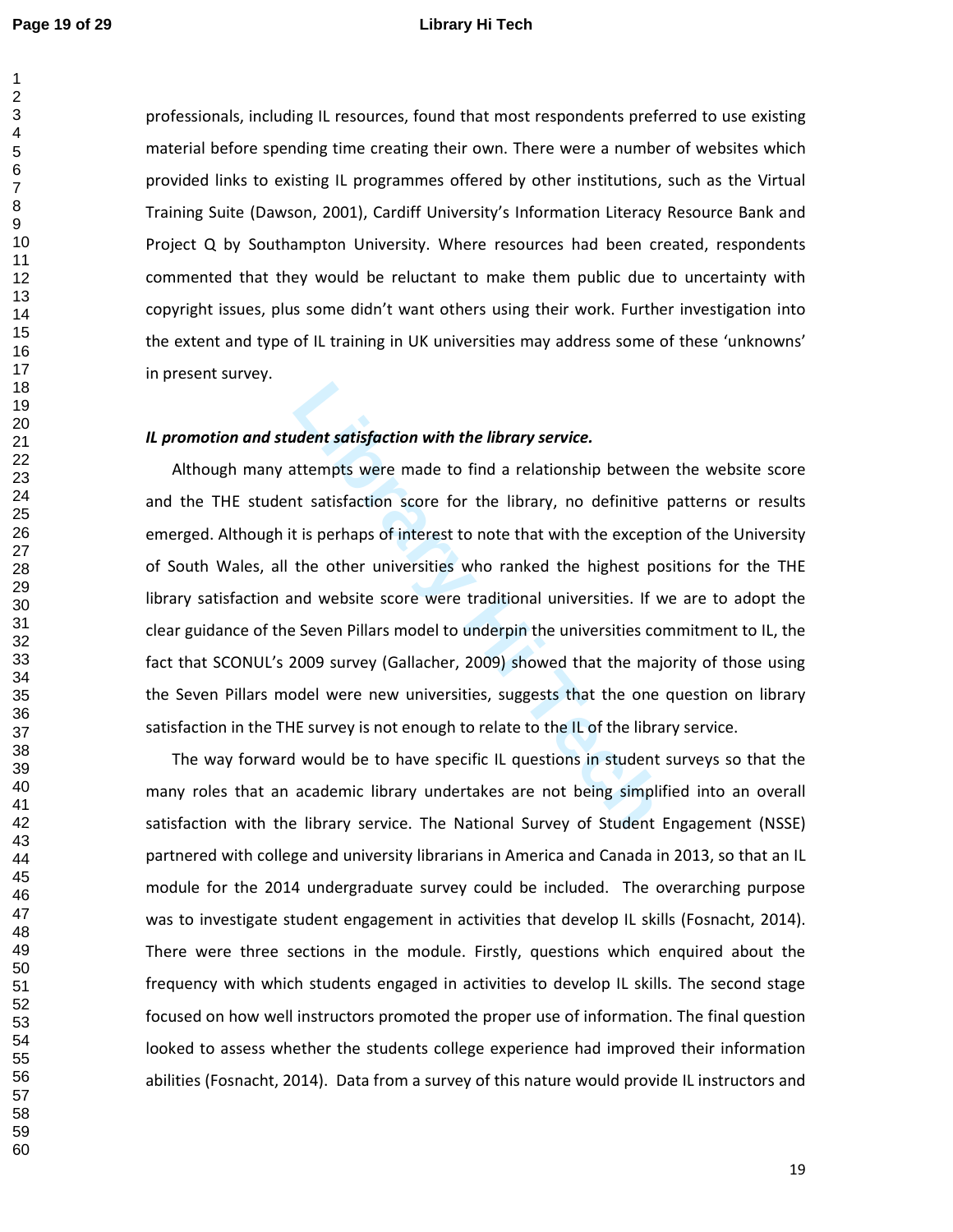professionals, including IL resources, found that most respondents preferred to use existing material before spending time creating their own. There were a number of websites which provided links to existing IL programmes offered by other institutions, such as the Virtual Training Suite (Dawson, 2001), Cardiff University's Information Literacy Resource Bank and Project Q by Southampton University. Where resources had been created, respondents commented that they would be reluctant to make them public due to uncertainty with copyright issues, plus some didn't want others using their work. Further investigation into the extent and type of IL training in UK universities may address some of these 'unknowns' in present survey.

***IL promotion and student satisfaction with the library service.***

Although many attempts were made to find a relationship between the website score and the THE student satisfaction score for the library, no definitive patterns or results emerged. Although it is perhaps of interest to note that with the exception of the University of South Wales, all the other universities who ranked the highest positions for the THE library satisfaction and website score were traditional universities. If we are to adopt the clear guidance of the Seven Pillars model to underpin the universities commitment to IL, the fact that SCONUL's 2009 survey (Gallacher, 2009) showed that the majority of those using the Seven Pillars model were new universities, suggests that the one question on library satisfaction in the THE survey is not enough to relate to the IL of the library service.

The way forward would be to have specific IL questions in student surveys so that the many roles that an academic library undertakes are not being simplified into an overall satisfaction with the library service. The National Survey of Student Engagement (NSSE) partnered with college and university librarians in America and Canada in 2013, so that an IL module for the 2014 undergraduate survey could be included. The overarching purpose was to investigate student engagement in activities that develop IL skills (Fosnacht, 2014). There were three sections in the module. Firstly, questions which enquired about the frequency with which students engaged in activities to develop IL skills. The second stage focused on how well instructors promoted the proper use of information. The final question looked to assess whether the students college experience had improved their information abilities (Fosnacht, 2014). Data from a survey of this nature would provide IL instructors and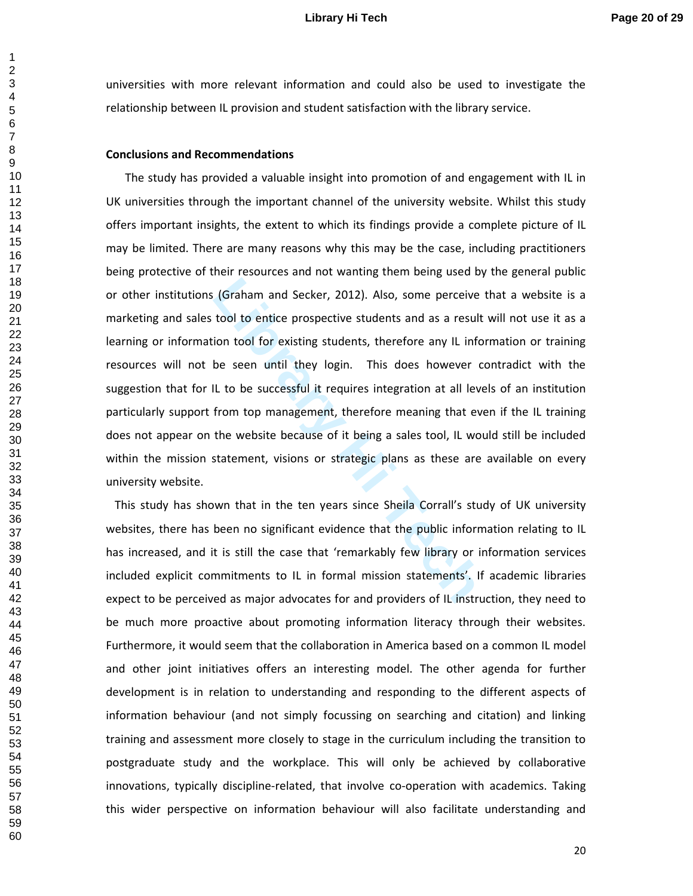universities with more relevant information and could also be used to investigate the relationship between IL provision and student satisfaction with the library service.

**Conclusions and Recommendations**

The study has provided a valuable insight into promotion of and engagement with IL in UK universities through the important channel of the university website. Whilst this study offers important insights, the extent to which its findings provide a complete picture of IL may be limited. There are many reasons why this may be the case, including practitioners being protective of their resources and not wanting them being used by the general public or other institutions (Graham and Secker, 2012). Also, some perceive that a website is a marketing and sales tool to entice prospective students and as a result will not use it as a learning or information tool for existing students, therefore any IL information or training resources will not be seen until they login. This does however contradict with the suggestion that for IL to be successful it requires integration at all levels of an institution particularly support from top management, therefore meaning that even if the IL training does not appear on the website because of it being a sales tool, IL would still be included within the mission statement, visions or strategic plans as these are available on every university website.

This study has shown that in the ten years since Sheila Corrall's study of UK university websites, there has been no significant evidence that the public information relating to IL has increased, and it is still the case that 'remarkably few library or information services included explicit commitments to IL in formal mission statements'. If academic libraries expect to be perceived as major advocates for and providers of IL instruction, they need to be much more proactive about promoting information literacy through their websites. Furthermore, it would seem that the collaboration in America based on a common IL model and other joint initiatives offers an interesting model. The other agenda for further development is in relation to understanding and responding to the different aspects of information behaviour (and not simply focussing on searching and citation) and linking training and assessment more closely to stage in the curriculum including the transition to postgraduate study and the workplace. This will only be achieved by collaborative innovations, typically discipline-related, that involve co-operation with academics. Taking this wider perspective on information behaviour will also facilitate understanding and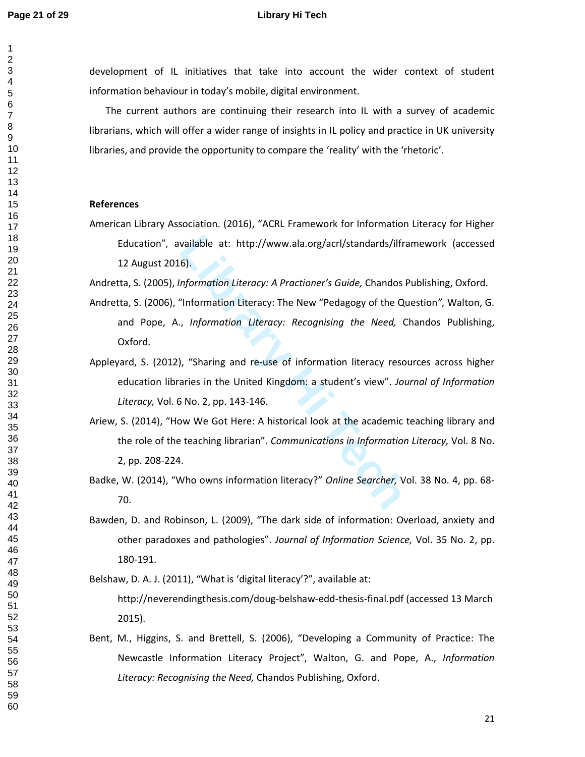development of IL initiatives that take into account the wider context of student information behaviour in today's mobile, digital environment.

The current authors are continuing their research into IL with a survey of academic librarians, which will offer a wider range of insights in IL policy and practice in UK university libraries, and provide the opportunity to compare the 'reality' with the 'rhetoric'.

## References

American Library Association. (2016), "ACRL Framework for Information Literacy for Higher Education", available at: http://www.ala.org/acrl/standards/ilframework (accessed 12 August 2016).

Andretta, S. (2005), *Information Literacy: A Practioner's Guide,* Chandos Publishing, Oxford.

Andretta, S. (2006), "Information Literacy: The New "Pedagogy of the Question"*,* Walton, G. and Pope, A., *Information Literacy: Recognising the Need,* Chandos Publishing, Oxford.

Appleyard, S. (2012), "Sharing and re-use of information literacy resources across higher education libraries in the United Kingdom: a student's view". *Journal of Information Literacy,* Vol. 6 No. 2, pp. 143-146.

Ariew, S. (2014), "How We Got Here: A historical look at the academic teaching library and the role of the teaching librarian". *Communications in Information Literacy,* Vol. 8 No. 2, pp. 208-224.

Badke, W. (2014), "Who owns information literacy?" *Online Searcher,* Vol. 38 No. 4, pp. 68-70.

Bawden, D. and Robinson, L. (2009), "The dark side of information: Overload, anxiety and other paradoxes and pathologies". *Journal of Information Science,* Vol. 35 No. 2, pp. 180-191.

Belshaw, D. A. J. (2011), "What is 'digital literacy'?", available at: http://neverendingthesis.com/doug-belshaw-edd-thesis-final.pdf (accessed 13 March 2015).

Bent, M., Higgins, S. and Brettell, S. (2006), "Developing a Community of Practice: The Newcastle Information Literacy Project", Walton, G. and Pope, A., *Information Literacy: Recognising the Need,* Chandos Publishing, Oxford.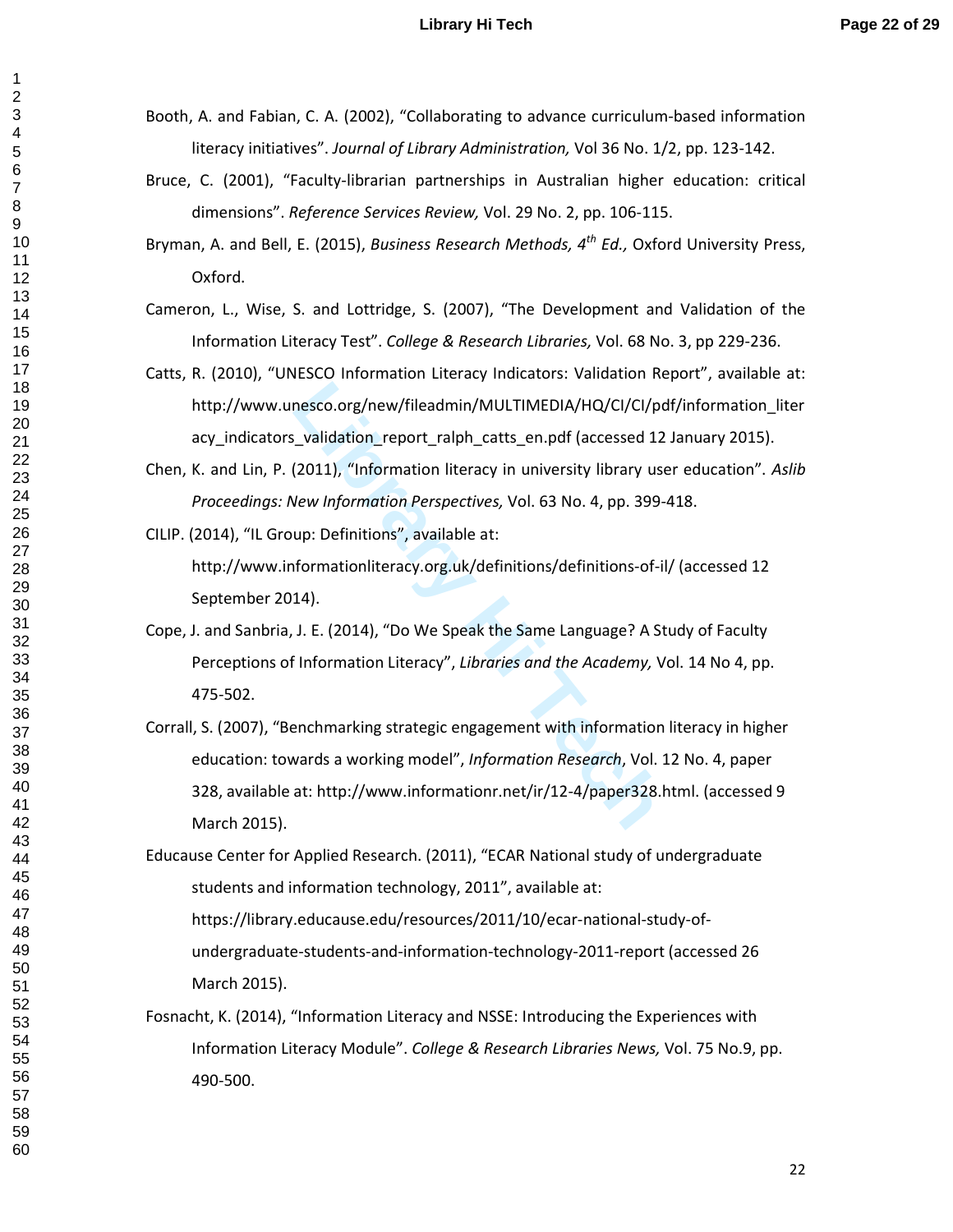Booth, A. and Fabian, C. A. (2002), “Collaborating to advance curriculum-based information literacy initiatives”. *Journal of Library Administration,* Vol 36 No. 1/2, pp. 123-142.

Bruce, C. (2001), “Faculty-librarian partnerships in Australian higher education: critical dimensions”. *Reference Services Review,* Vol. 29 No. 2, pp. 106-115.

Bryman, A. and Bell, E. (2015), *Business Research Methods, 4th Ed.,* Oxford University Press, Oxford.

Cameron, L., Wise, S. and Lottridge, S. (2007), “The Development and Validation of the Information Literacy Test”. *College & Research Libraries,* Vol. 68 No. 3, pp 229-236.

Catts, R. (2010), “UNESCO Information Literacy Indicators: Validation Report”, available at: http://www.unesco.org/new/fileadmin/MULTIMEDIA/HQ/CI/CI/pdf/information_literacy_indicators_validation_report_ralph_catts_en.pdf (accessed 12 January 2015).

Chen, K. and Lin, P. (2011), “Information literacy in university library user education”. *Aslib Proceedings: New Information Perspectives,* Vol. 63 No. 4, pp. 399-418.

CILIP. (2014), “IL Group: Definitions”, available at: http://www.informationliteracy.org.uk/definitions/definitions-of-il/ (accessed 12 September 2014).

Cope, J. and Sanbria, J. E. (2014), “Do We Speak the Same Language? A Study of Faculty Perceptions of Information Literacy”, *Libraries and the Academy,* Vol. 14 No 4, pp. 475-502.

Corrall, S. (2007), “Benchmarking strategic engagement with information literacy in higher education: towards a working model”, *Information Research*, Vol. 12 No. 4, paper 328, available at: http://www.informationr.net/ir/12-4/paper328.html. (accessed 9 March 2015).

Educause Center for Applied Research. (2011), “ECAR National study of undergraduate students and information technology, 2011”, available at: https://library.educause.edu/resources/2011/10/ecar-national-study-of-undergraduate-students-and-information-technology-2011-report (accessed 26 March 2015).

Fosnacht, K. (2014), “Information Literacy and NSSE: Introducing the Experiences with Information Literacy Module”. *College & Research Libraries News,* Vol. 75 No.9, pp. 490-500.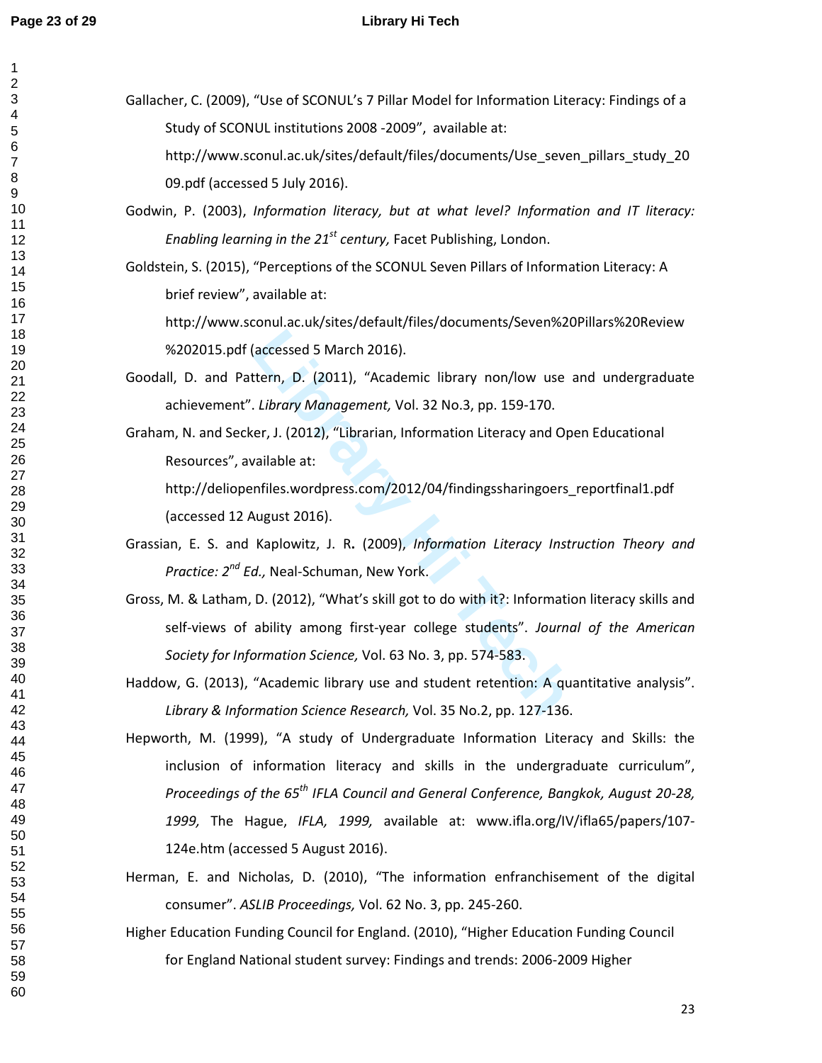Gallacher, C. (2009), "Use of SCONUL's 7 Pillar Model for Information Literacy: Findings of a Study of SCONUL institutions 2008 -2009", available at: http://www.sconul.ac.uk/sites/default/files/documents/Use_seven_pillars_study_2009.pdf (accessed 5 July 2016).

Godwin, P. (2003), *Information literacy, but at what level? Information and IT literacy: Enabling learning in the 21st century,* Facet Publishing, London.

Goldstein, S. (2015), "Perceptions of the SCONUL Seven Pillars of Information Literacy: A brief review", available at: http://www.sconul.ac.uk/sites/default/files/documents/Seven%20Pillars%20Review%202015.pdf (accessed 5 March 2016).

Goodall, D. and Pattern, D. (2011), "Academic library non/low use and undergraduate achievement". *Library Management,* Vol. 32 No.3, pp. 159-170.

Graham, N. and Secker, J. (2012), "Librarian, Information Literacy and Open Educational Resources", available at: http://deliopenfiles.wordpress.com/2012/04/findingssharingoers_reportfinal1.pdf (accessed 12 August 2016).

Grassian, E. S. and Kaplowitz, J. R**.** (2009), *Information Literacy Instruction Theory and Practice: 2nd Ed.,* Neal-Schuman, New York.

Gross, M. & Latham, D. (2012), "What's skill got to do with it?: Information literacy skills and self-views of ability among first-year college students". *Journal of the American Society for Information Science,* Vol. 63 No. 3, pp. 574-583.

Haddow, G. (2013), "Academic library use and student retention: A quantitative analysis". *Library & Information Science Research,* Vol. 35 No.2, pp. 127-136.

Hepworth, M. (1999), "A study of Undergraduate Information Literacy and Skills: the inclusion of information literacy and skills in the undergraduate curriculum", *Proceedings of the 65th IFLA Council and General Conference, Bangkok, August 20-28, 1999,* The Hague, *IFLA, 1999,* available at: www.ifla.org/IV/ifla65/papers/107-124e.htm (accessed 5 August 2016).

Herman, E. and Nicholas, D. (2010), "The information enfranchisement of the digital consumer". *ASLIB Proceedings,* Vol. 62 No. 3, pp. 245-260.

Higher Education Funding Council for England. (2010), "Higher Education Funding Council for England National student survey: Findings and trends: 2006-2009 Higher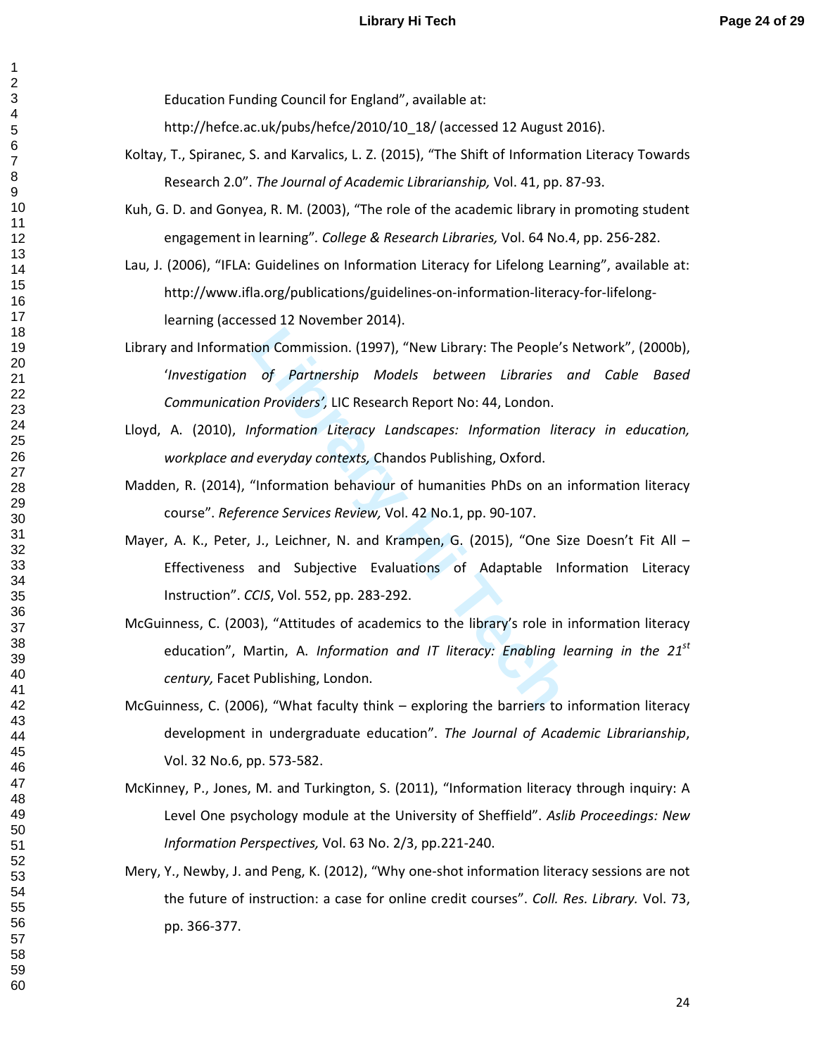Education Funding Council for England", available at: http://hefce.ac.uk/pubs/hefce/2010/10_18/ (accessed 12 August 2016).

Koltay, T., Spiranec, S. and Karvalics, L. Z. (2015), "The Shift of Information Literacy Towards Research 2.0". *The Journal of Academic Librarianship,* Vol. 41, pp. 87-93.

Kuh, G. D. and Gonyea, R. M. (2003), "The role of the academic library in promoting student engagement in learning". *College & Research Libraries,* Vol. 64 No.4, pp. 256-282.

Lau, J. (2006), "IFLA: Guidelines on Information Literacy for Lifelong Learning", available at: http://www.ifla.org/publications/guidelines-on-information-literacy-for-lifelong-learning (accessed 12 November 2014).

Library and Information Commission. (1997), "New Library: The People's Network", (2000b), '*Investigation of Partnership Models between Libraries and Cable Based Communication Providers',* LIC Research Report No: 44, London.

Lloyd, A. (2010), *Information Literacy Landscapes: Information literacy in education, workplace and everyday contexts,* Chandos Publishing, Oxford.

Madden, R. (2014), "Information behaviour of humanities PhDs on an information literacy course". *Reference Services Review,* Vol. 42 No.1, pp. 90-107.

Mayer, A. K., Peter, J., Leichner, N. and Krampen, G. (2015), "One Size Doesn't Fit All – Effectiveness and Subjective Evaluations of Adaptable Information Literacy Instruction". *CCIS*, Vol. 552, pp. 283-292.

McGuinness, C. (2003), "Attitudes of academics to the library's role in information literacy education", Martin, A. *Information and IT literacy: Enabling learning in the 21st century,* Facet Publishing, London.

McGuinness, C. (2006), "What faculty think – exploring the barriers to information literacy development in undergraduate education". *The Journal of Academic Librarianship*, Vol. 32 No.6, pp. 573-582.

McKinney, P., Jones, M. and Turkington, S. (2011), "Information literacy through inquiry: A Level One psychology module at the University of Sheffield". *Aslib Proceedings: New Information Perspectives,* Vol. 63 No. 2/3, pp.221-240.

Mery, Y., Newby, J. and Peng, K. (2012), "Why one-shot information literacy sessions are not the future of instruction: a case for online credit courses". *Coll. Res. Library.* Vol. 73, pp. 366-377.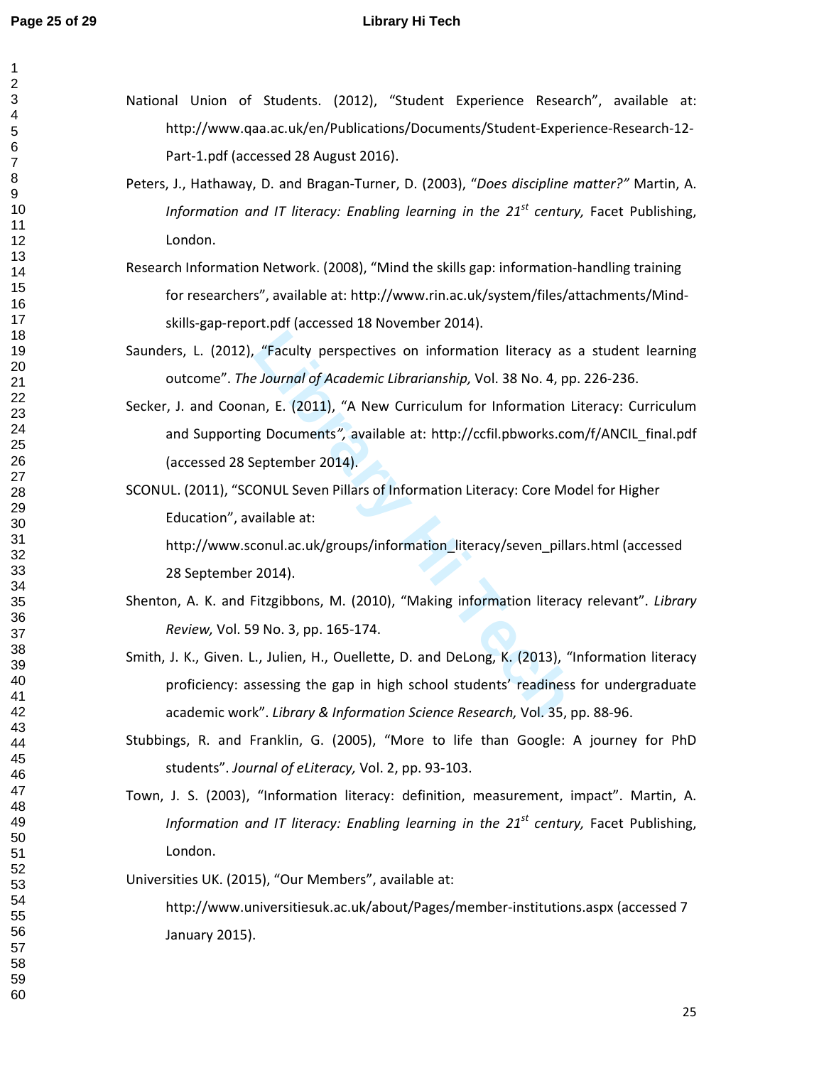National Union of Students. (2012), “Student Experience Research”, available at: http://www.qaa.ac.uk/en/Publications/Documents/Student-Experience-Research-12-Part-1.pdf (accessed 28 August 2016).

Peters, J., Hathaway, D. and Bragan-Turner, D. (2003), “*Does discipline matter?”* Martin, A. *Information and IT literacy: Enabling learning in the 21st century,* Facet Publishing, London.

Research Information Network. (2008), “Mind the skills gap: information-handling training for researchers”, available at: http://www.rin.ac.uk/system/files/attachments/Mind-skills-gap-report.pdf (accessed 18 November 2014).

Saunders, L. (2012), “Faculty perspectives on information literacy as a student learning outcome”. *The Journal of Academic Librarianship,* Vol. 38 No. 4, pp. 226-236.

Secker, J. and Coonan, E. (2011), “A New Curriculum for Information Literacy: Curriculum and Supporting Documents*”,* available at: http://ccfil.pbworks.com/f/ANCIL_final.pdf (accessed 28 September 2014).

SCONUL. (2011), “SCONUL Seven Pillars of Information Literacy: Core Model for Higher Education”, available at: http://www.sconul.ac.uk/groups/information_literacy/seven_pillars.html (accessed 28 September 2014).

Shenton, A. K. and Fitzgibbons, M. (2010), “Making information literacy relevant”. *Library Review,* Vol. 59 No. 3, pp. 165-174.

Smith, J. K., Given. L., Julien, H., Ouellette, D. and DeLong, K. (2013), “Information literacy proficiency: assessing the gap in high school students’ readiness for undergraduate academic work”. *Library & Information Science Research,* Vol. 35, pp. 88-96.

Stubbings, R. and Franklin, G. (2005), “More to life than Google: A journey for PhD students”. *Journal of eLiteracy,* Vol. 2, pp. 93-103.

Town, J. S. (2003), “Information literacy: definition, measurement, impact”. Martin, A. *Information and IT literacy: Enabling learning in the 21st century,* Facet Publishing, London.

Universities UK. (2015), “Our Members”, available at: http://www.universitiesuk.ac.uk/about/Pages/member-institutions.aspx (accessed 7 January 2015).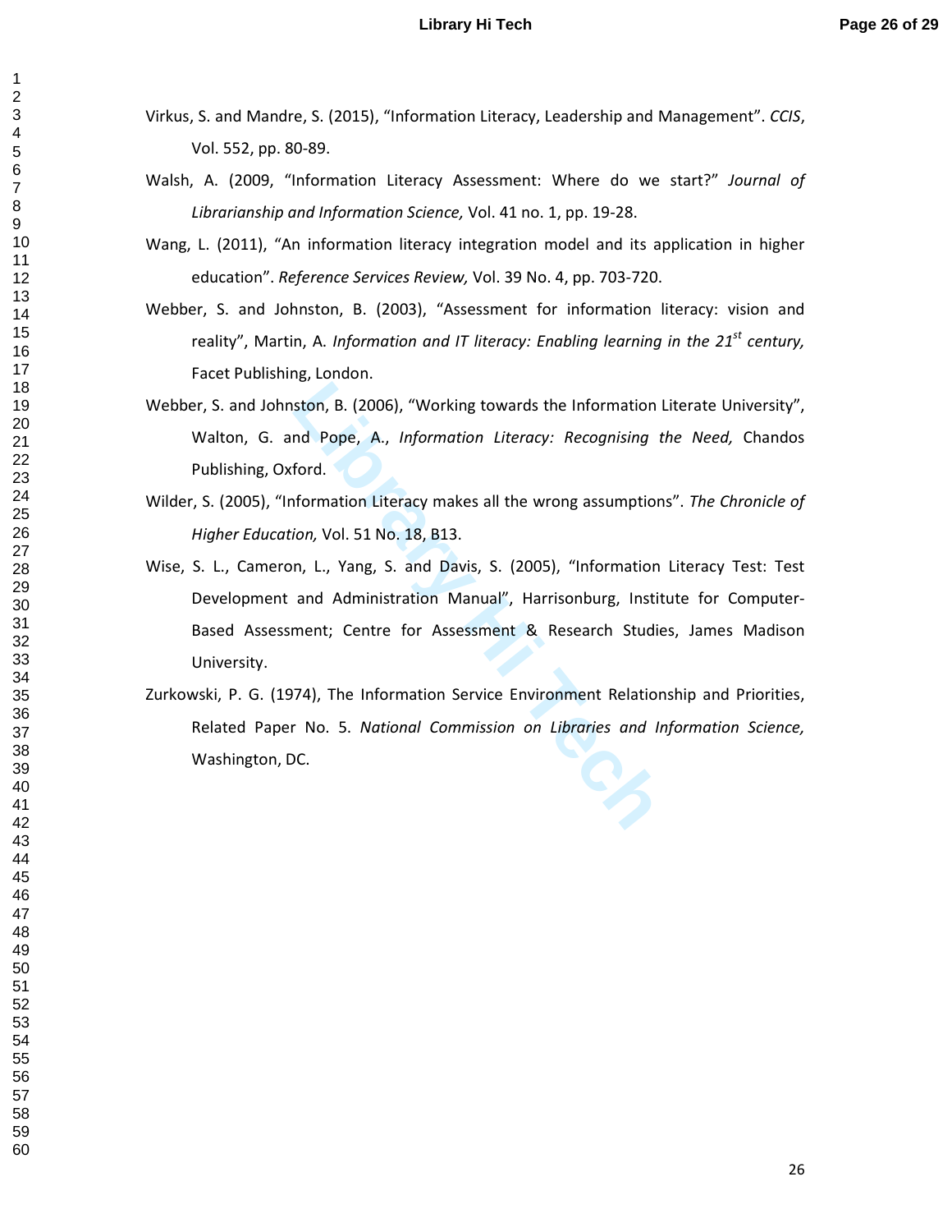Virkus, S. and Mandre, S. (2015), "Information Literacy, Leadership and Management". *CCIS*, Vol. 552, pp. 80-89.

Walsh, A. (2009, "Information Literacy Assessment: Where do we start?" *Journal of Librarianship and Information Science,* Vol. 41 no. 1, pp. 19-28.

Wang, L. (2011), "An information literacy integration model and its application in higher education". *Reference Services Review,* Vol. 39 No. 4, pp. 703-720.

Webber, S. and Johnston, B. (2003), "Assessment for information literacy: vision and reality", Martin, A. *Information and IT literacy: Enabling learning in the 21st century,* Facet Publishing, London.

Webber, S. and Johnston, B. (2006), "Working towards the Information Literate University", Walton, G. and Pope, A., *Information Literacy: Recognising the Need,* Chandos Publishing, Oxford.

Wilder, S. (2005), "Information Literacy makes all the wrong assumptions". *The Chronicle of Higher Education,* Vol. 51 No. 18, B13.

Wise, S. L., Cameron, L., Yang, S. and Davis, S. (2005), "Information Literacy Test: Test Development and Administration Manual", Harrisonburg, Institute for Computer-Based Assessment; Centre for Assessment & Research Studies, James Madison University.

Zurkowski, P. G. (1974), The Information Service Environment Relationship and Priorities, Related Paper No. 5. *National Commission on Libraries and Information Science,* Washington, DC.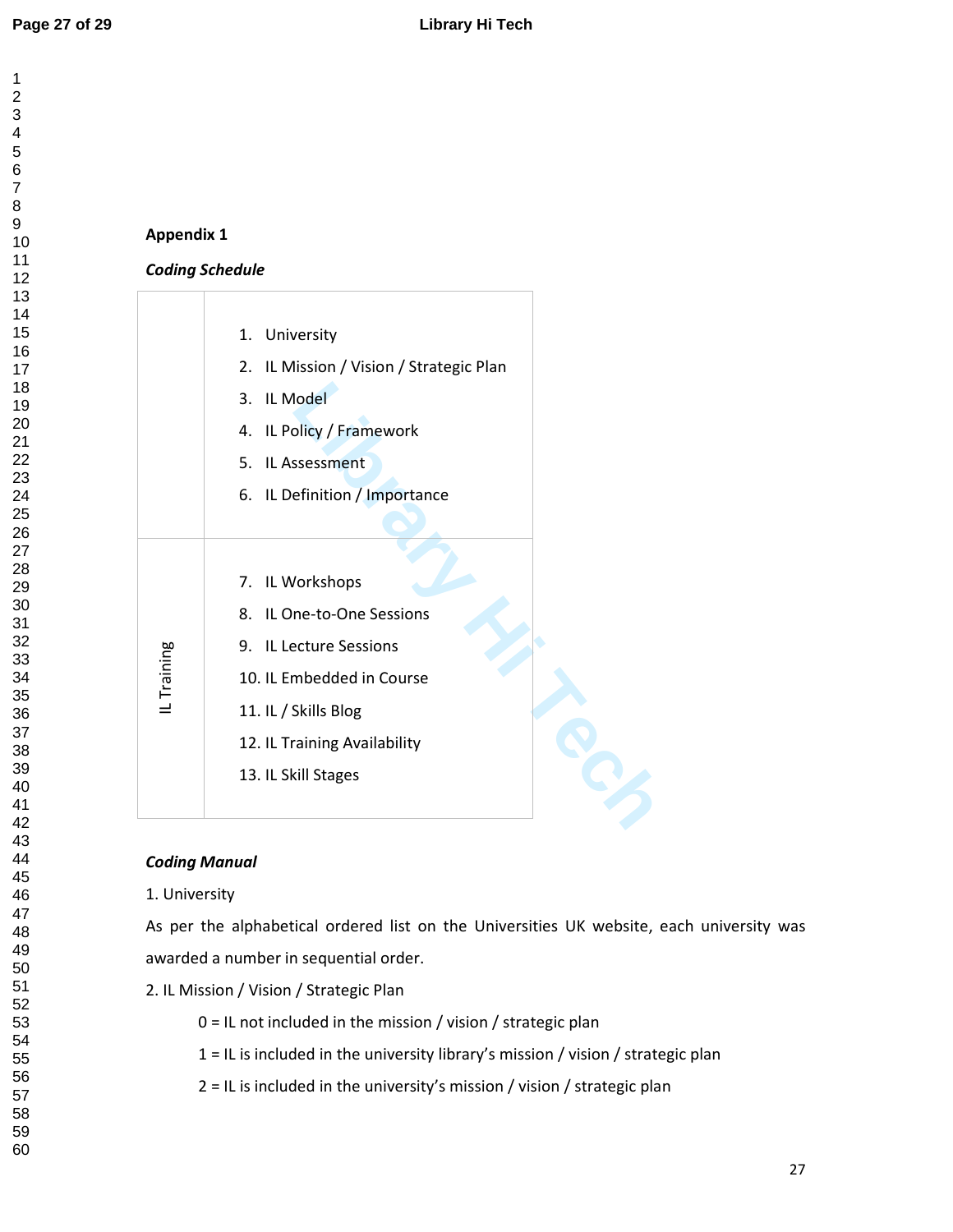**Appendix 1**

***Coding Schedule***

| | |
|---|---|
| | 1. University<br>2. IL Mission / Vision / Strategic Plan<br>3. IL Model<br>4. IL Policy / Framework<br>5. IL Assessment<br>6. IL Definition / Importance |
| IL Training | 7. IL Workshops<br>8. IL One-to-One Sessions<br>9. IL Lecture Sessions<br>10. IL Embedded in Course<br>11. IL / Skills Blog<br>12. IL Training Availability<br>13. IL Skill Stages |

***Coding Manual***

1. University

As per the alphabetical ordered list on the Universities UK website, each university was awarded a number in sequential order.

2. IL Mission / Vision / Strategic Plan

0 = IL not included in the mission / vision / strategic plan

1 = IL is included in the university library's mission / vision / strategic plan

2 = IL is included in the university's mission / vision / strategic plan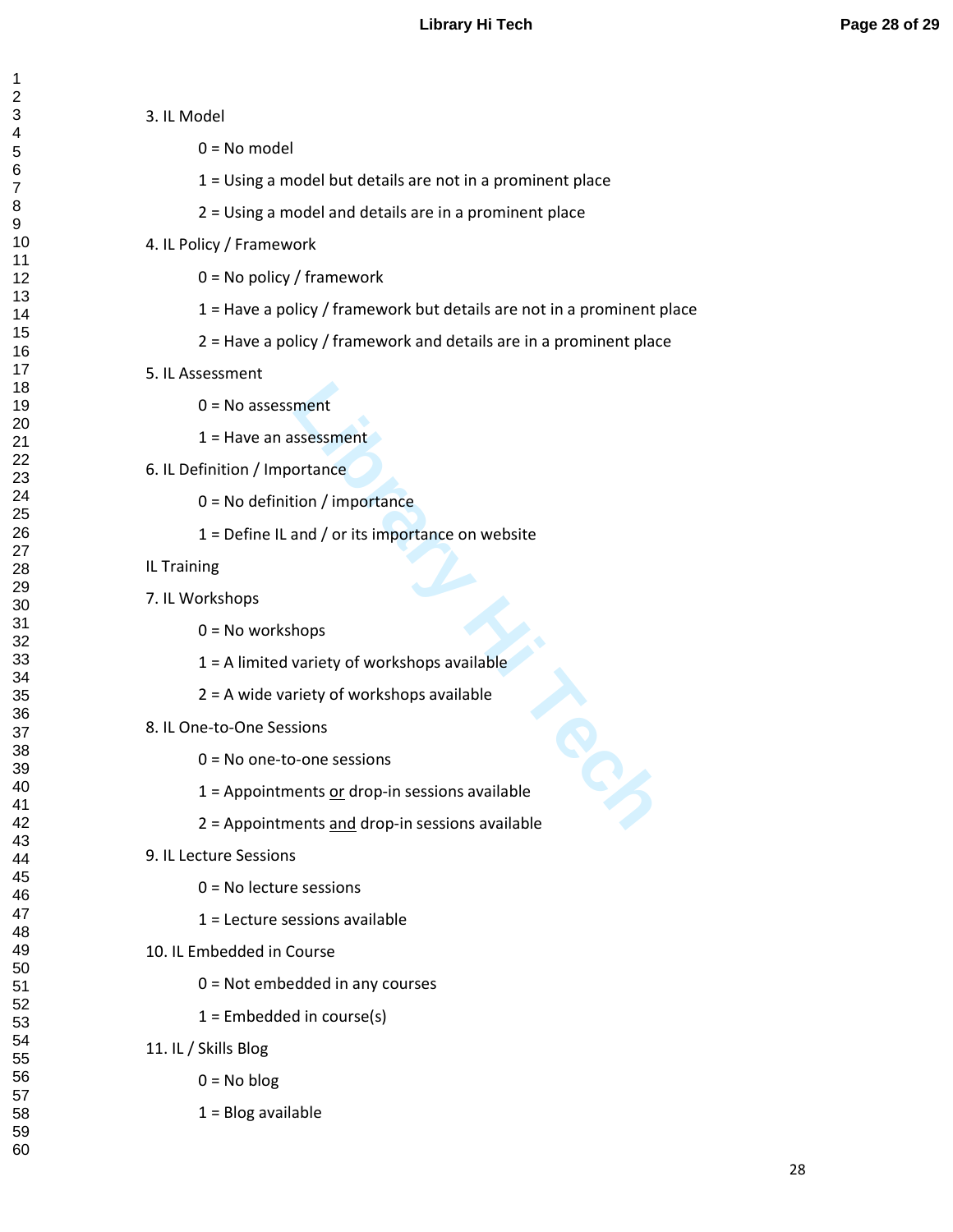3. IL Model

    0 = No model

    1 = Using a model but details are not in a prominent place

    2 = Using a model and details are in a prominent place

4. IL Policy / Framework

    0 = No policy / framework

    1 = Have a policy / framework but details are not in a prominent place

    2 = Have a policy / framework and details are in a prominent place

5. IL Assessment

    0 = No assessment

    1 = Have an assessment

6. IL Definition / Importance

    0 = No definition / importance

    1 = Define IL and / or its importance on website

IL Training

7. IL Workshops

    0 = No workshops

    1 = A limited variety of workshops available

    2 = A wide variety of workshops available

8. IL One-to-One Sessions

    0 = No one-to-one sessions

    1 = Appointments <u>or</u> drop-in sessions available

    2 = Appointments <u>and</u> drop-in sessions available

9. IL Lecture Sessions

    0 = No lecture sessions

    1 = Lecture sessions available

10. IL Embedded in Course

    0 = Not embedded in any courses

    1 = Embedded in course(s)

11. IL / Skills Blog

    0 = No blog

    1 = Blog available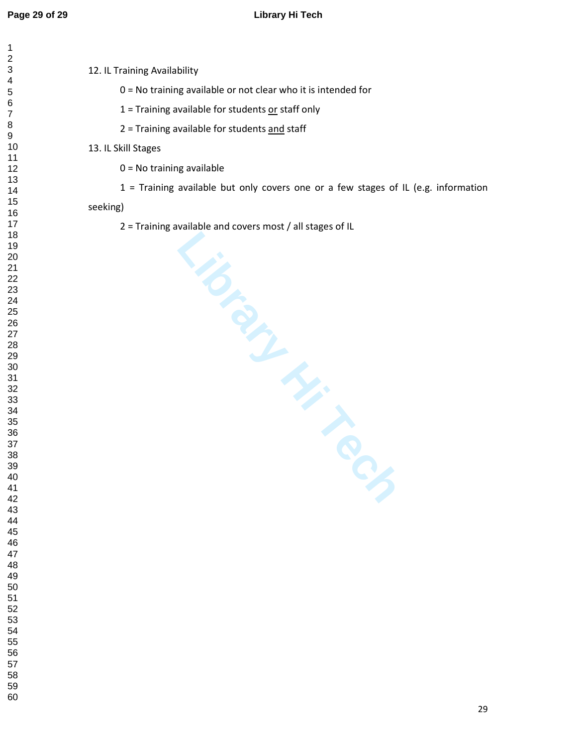12. IL Training Availability

0 = No training available or not clear who it is intended for

1 = Training available for students <u>or</u> staff only

2 = Training available for students <u>and</u> staff

13. IL Skill Stages

0 = No training available

1 = Training available but only covers one or a few stages of IL (e.g. information seeking)

2 = Training available and covers most / all stages of IL